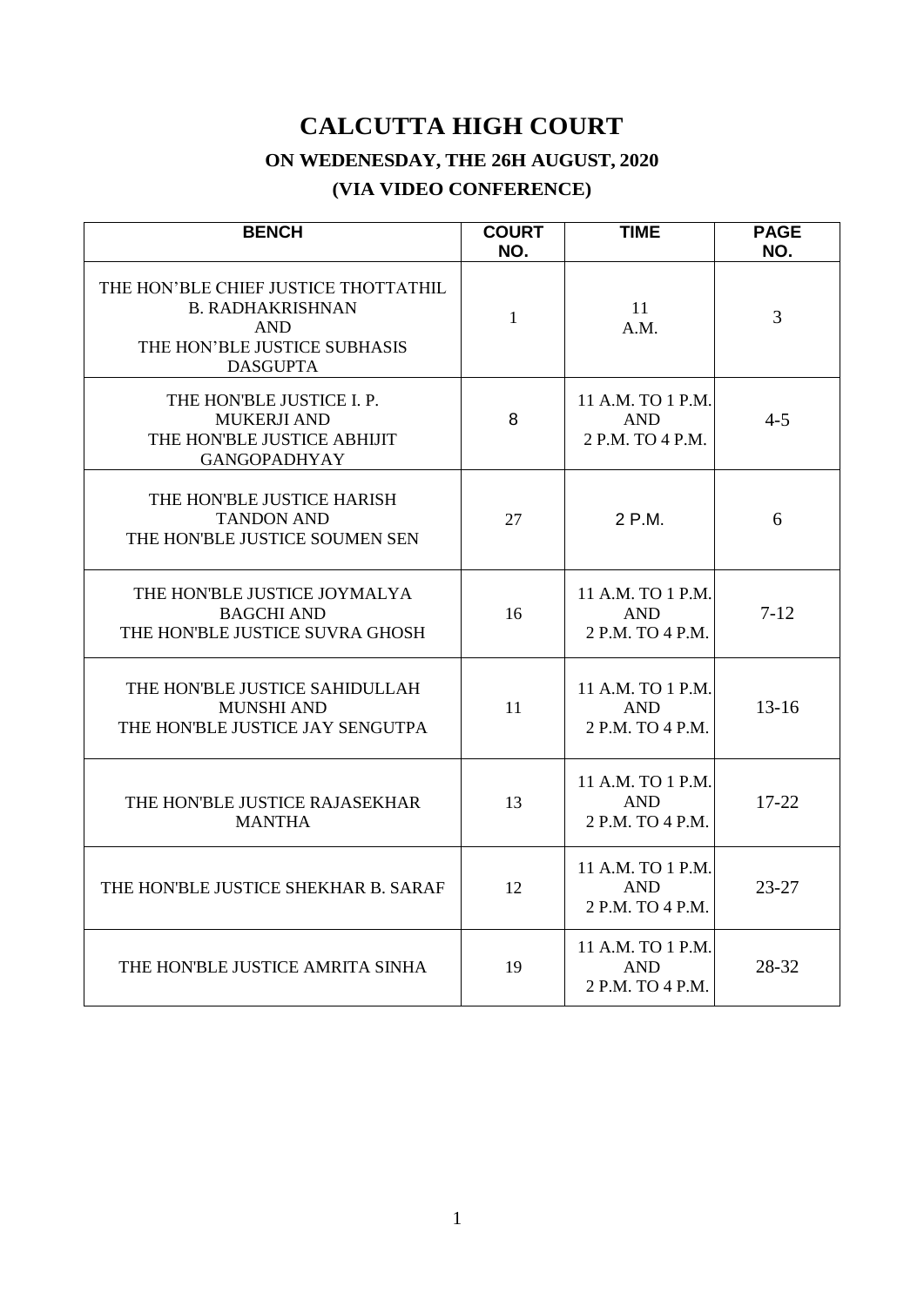# CALCUTTA HIGH COURT

## ON WEDENESDAY, THE 26H AUGUST, 2020

## (VIA VIDEO CONFERENCE)

| BENCH | COURT NO. | TIME | PAGE NO. |
|---|---|---|---|
| THE HON'BLE CHIEF JUSTICE THOTTATHIL B. RADHAKRISHNAN AND THE HON'BLE JUSTICE SUBHASIS DASGUPTA | 1 | 11 A.M. | 3 |
| THE HON'BLE JUSTICE I. P. MUKERJI AND THE HON'BLE JUSTICE ABHIJIT GANGOPADHYAY | 8 | 11 A.M. TO 1 P.M. AND 2 P.M. TO 4 P.M. | 4-5 |
| THE HON'BLE JUSTICE HARISH TANDON AND THE HON'BLE JUSTICE SOUMEN SEN | 27 | 2 P.M. | 6 |
| THE HON'BLE JUSTICE JOYMALYA BAGCHI AND THE HON'BLE JUSTICE SUVRA GHOSH | 16 | 11 A.M. TO 1 P.M. AND 2 P.M. TO 4 P.M. | 7-12 |
| THE HON'BLE JUSTICE SAHIDULLAH MUNSHI AND THE HON'BLE JUSTICE JAY SENGUTPA | 11 | 11 A.M. TO 1 P.M. AND 2 P.M. TO 4 P.M. | 13-16 |
| THE HON'BLE JUSTICE RAJASEKHAR MANTHA | 13 | 11 A.M. TO 1 P.M. AND 2 P.M. TO 4 P.M. | 17-22 |
| THE HON'BLE JUSTICE SHEKHAR B. SARAF | 12 | 11 A.M. TO 1 P.M. AND 2 P.M. TO 4 P.M. | 23-27 |
| THE HON'BLE JUSTICE AMRITA SINHA | 19 | 11 A.M. TO 1 P.M. AND 2 P.M. TO 4 P.M. | 28-32 |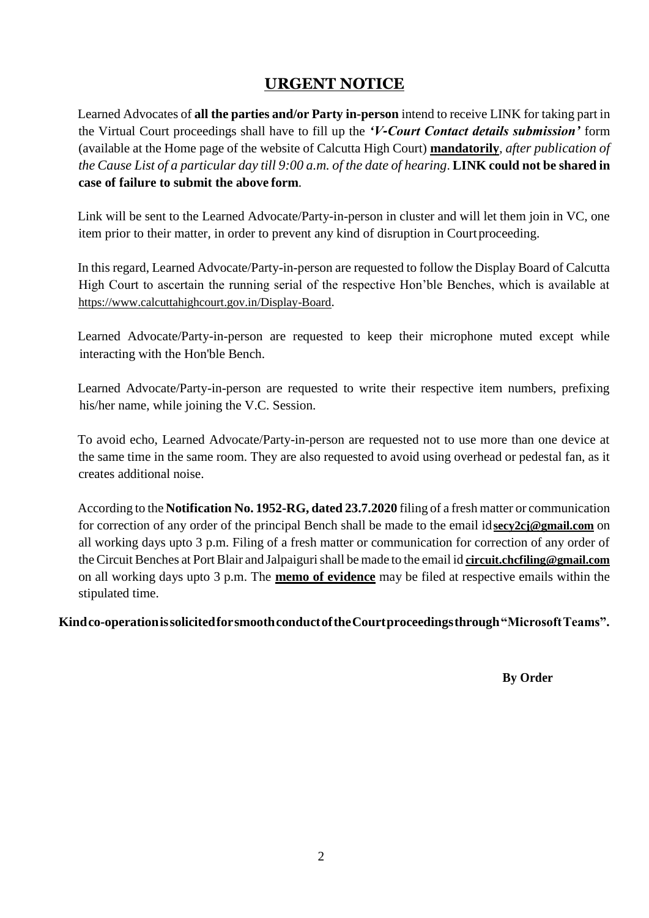# URGENT NOTICE

Learned Advocates of **all the parties and/or Party in-person** intend to receive LINK for taking part in the Virtual Court proceedings shall have to fill up the ***'V-Court Contact details submission'*** form (available at the Home page of the website of Calcutta High Court) **mandatorily**, *after publication of the Cause List of a particular day till 9:00 a.m. of the date of hearing*. **LINK could not be shared in case of failure to submit the above form**.

Link will be sent to the Learned Advocate/Party-in-person in cluster and will let them join in VC, one item prior to their matter, in order to prevent any kind of disruption in Court proceeding.

In this regard, Learned Advocate/Party-in-person are requested to follow the Display Board of Calcutta High Court to ascertain the running serial of the respective Hon'ble Benches, which is available at https://www.calcuttahighcourt.gov.in/Display-Board.

Learned Advocate/Party-in-person are requested to keep their microphone muted except while interacting with the Hon'ble Bench.

Learned Advocate/Party-in-person are requested to write their respective item numbers, prefixing his/her name, while joining the V.C. Session.

To avoid echo, Learned Advocate/Party-in-person are requested not to use more than one device at the same time in the same room. They are also requested to avoid using overhead or pedestal fan, as it creates additional noise.

According to the **Notification No. 1952-RG, dated 23.7.2020** filing of a fresh matter or communication for correction of any order of the principal Bench shall be made to the email id **secy2cj@gmail.com** on all working days upto 3 p.m. Filing of a fresh matter or communication for correction of any order of the Circuit Benches at Port Blair and Jalpaiguri shall be made to the email id **circuit.chcfiling@gmail.com** on all working days upto 3 p.m. The **memo of evidence** may be filed at respective emails within the stipulated time.

**Kind co-operation is solicited for smooth conduct of the Court proceedings through "Microsoft Teams".**

**By Order**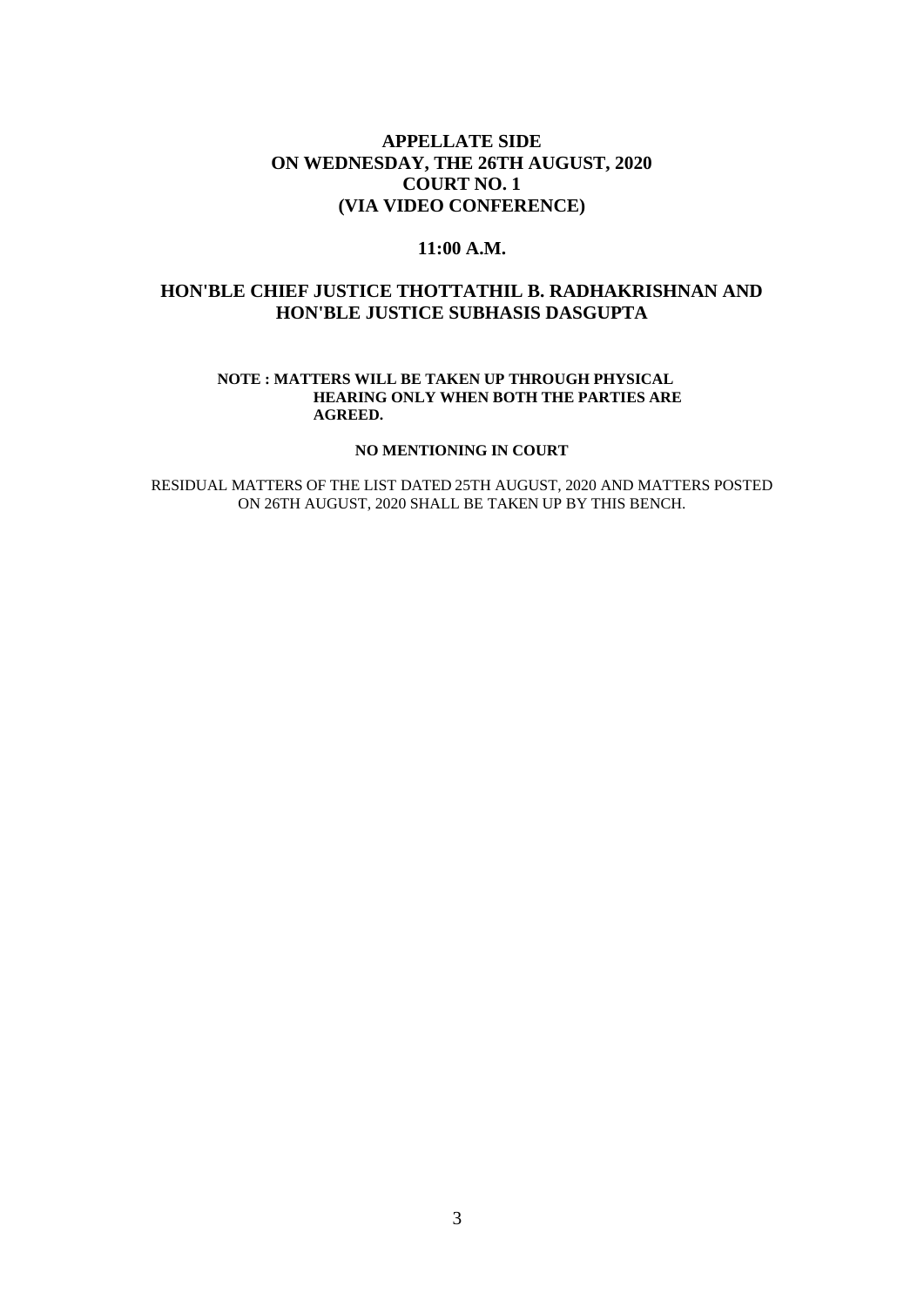**APPELLATE SIDE**
**ON WEDNESDAY, THE 26TH AUGUST, 2020**
**COURT NO. 1**
**(VIA VIDEO CONFERENCE)**

**11:00 A.M.**

**HON'BLE CHIEF JUSTICE THOTTATHIL B. RADHAKRISHNAN AND HON'BLE JUSTICE SUBHASIS DASGUPTA**

**NOTE : MATTERS WILL BE TAKEN UP THROUGH PHYSICAL HEARING ONLY WHEN BOTH THE PARTIES ARE AGREED.**

**NO MENTIONING IN COURT**

RESIDUAL MATTERS OF THE LIST DATED 25TH AUGUST, 2020 AND MATTERS POSTED ON 26TH AUGUST, 2020 SHALL BE TAKEN UP BY THIS BENCH.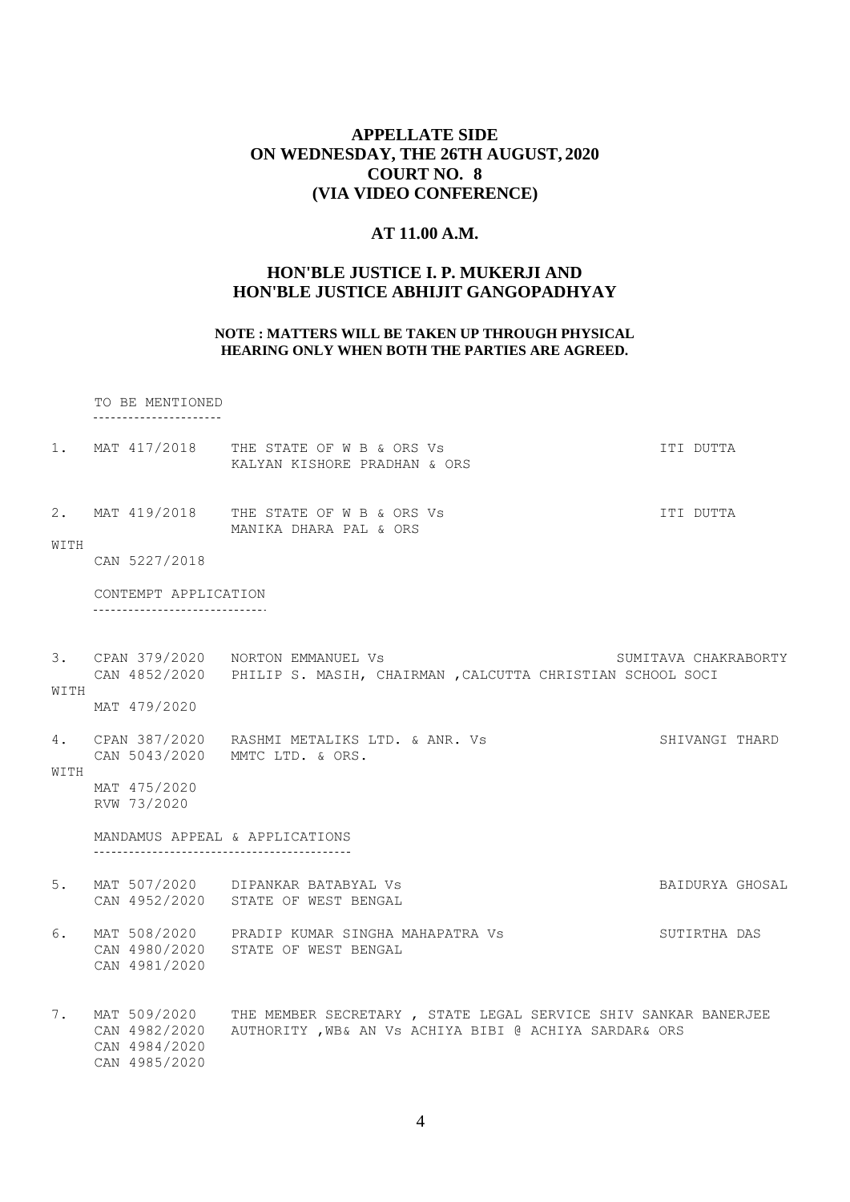# APPELLATE SIDE
## ON WEDNESDAY, THE 26TH AUGUST, 2020
## COURT NO. 8
## (VIA VIDEO CONFERENCE)

### AT 11.00 A.M.

### HON'BLE JUSTICE I. P. MUKERJI AND HON'BLE JUSTICE ABHIJIT GANGOPADHYAY

**NOTE : MATTERS WILL BE TAKEN UP THROUGH PHYSICAL HEARING ONLY WHEN BOTH THE PARTIES ARE AGREED.**

TO BE MENTIONED

1. MAT 417/2018 — THE STATE OF W B & ORS Vs KALYAN KISHORE PRADHAN & ORS — ITI DUTTA

2. MAT 419/2018 — THE STATE OF W B & ORS Vs MANIKA DHARA PAL & ORS — ITI DUTTA
   WITH
   CAN 5227/2018

CONTEMPT APPLICATION

3. CPAN 379/2020, CAN 4852/2020 — NORTON EMMANUEL Vs PHILIP S. MASIH, CHAIRMAN ,CALCUTTA CHRISTIAN SCHOOL SOCI — SUMITAVA CHAKRABORTY
   WITH
   MAT 479/2020

4. CPAN 387/2020, CAN 5043/2020 — RASHMI METALIKS LTD. & ANR. Vs MMTC LTD. & ORS. — SHIVANGI THARD
   WITH
   MAT 475/2020
   RVW 73/2020

MANDAMUS APPEAL & APPLICATIONS

5. MAT 507/2020, CAN 4952/2020 — DIPANKAR BATABYAL Vs STATE OF WEST BENGAL — BAIDURYA GHOSAL

6. MAT 508/2020, CAN 4980/2020, CAN 4981/2020 — PRADIP KUMAR SINGHA MAHAPATRA Vs STATE OF WEST BENGAL — SUTIRTHA DAS

7. MAT 509/2020, CAN 4982/2020, CAN 4984/2020, CAN 4985/2020 — THE MEMBER SECRETARY , STATE LEGAL SERVICE AUTHORITY ,WB& AN Vs ACHIYA BIBI @ ACHIYA SARDAR& ORS — SHIV SANKAR BANERJEE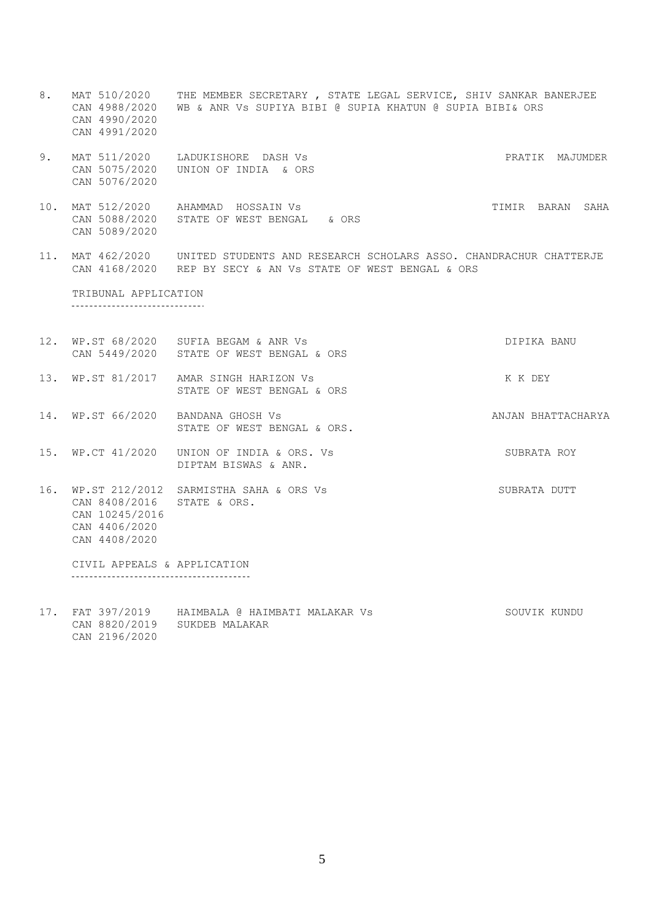| No. | Case No. | Parties | Advocate |
|---|---|---|---|
| 8. | MAT 510/2020<br>CAN 4988/2020<br>CAN 4990/2020<br>CAN 4991/2020 | THE MEMBER SECRETARY , STATE LEGAL SERVICE, WB & ANR Vs SUPIYA BIBI @ SUPIA KHATUN @ SUPIA BIBI& ORS | SHIV SANKAR BANERJEE |
| 9. | MAT 511/2020<br>CAN 5075/2020<br>CAN 5076/2020 | LADUKISHORE DASH Vs<br>UNION OF INDIA & ORS | PRATIK MAJUMDER |
| 10. | MAT 512/2020<br>CAN 5088/2020<br>CAN 5089/2020 | AHAMMAD HOSSAIN Vs<br>STATE OF WEST BENGAL & ORS | TIMIR BARAN SAHA |
| 11. | MAT 462/2020<br>CAN 4168/2020 | UNITED STUDENTS AND RESEARCH SCHOLARS ASSO. REP BY SECY & AN Vs STATE OF WEST BENGAL & ORS | CHANDRACHUR CHATTERJE |

TRIBUNAL APPLICATION

| No. | Case No. | Parties | Advocate |
|---|---|---|---|
| 12. | WP.ST 68/2020<br>CAN 5449/2020 | SUFIA BEGAM & ANR Vs<br>STATE OF WEST BENGAL & ORS | DIPIKA BANU |
| 13. | WP.ST 81/2017 | AMAR SINGH HARIZON Vs<br>STATE OF WEST BENGAL & ORS | K K DEY |
| 14. | WP.ST 66/2020 | BANDANA GHOSH Vs<br>STATE OF WEST BENGAL & ORS. | ANJAN BHATTACHARYA |
| 15. | WP.CT 41/2020 | UNION OF INDIA & ORS. Vs<br>DIPTAM BISWAS & ANR. | SUBRATA ROY |
| 16. | WP.ST 212/2012<br>CAN 8408/2016<br>CAN 10245/2016<br>CAN 4406/2020<br>CAN 4408/2020 | SARMISTHA SAHA & ORS Vs<br>STATE & ORS. | SUBRATA DUTT |

CIVIL APPEALS & APPLICATION

| No. | Case No. | Parties | Advocate |
|---|---|---|---|
| 17. | FAT 397/2019<br>CAN 8820/2019<br>CAN 2196/2020 | HAIMBALA @ HAIMBATI MALAKAR Vs<br>SUKDEB MALAKAR | SOUVIK KUNDU |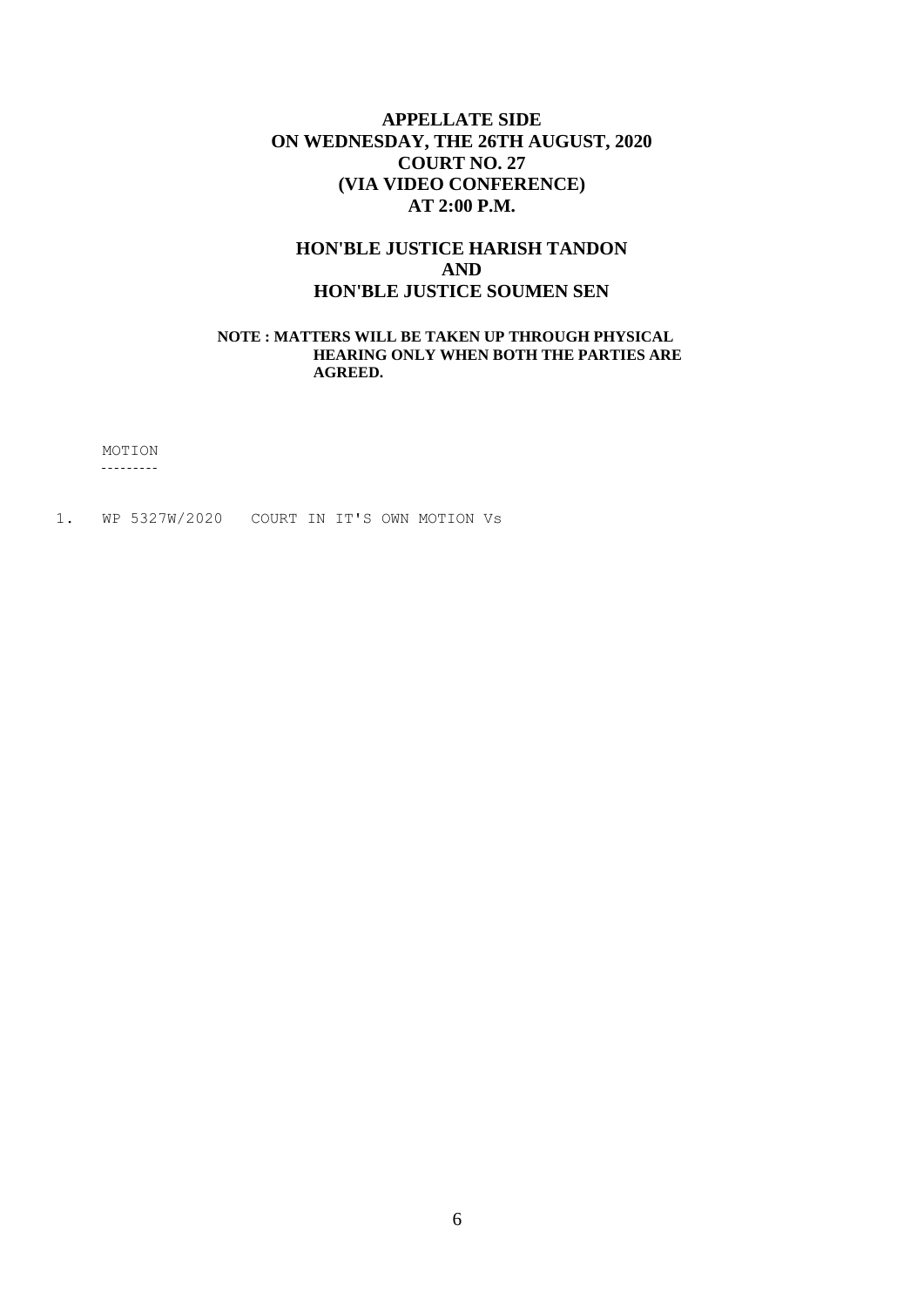**APPELLATE SIDE**
**ON WEDNESDAY, THE 26TH AUGUST, 2020**
**COURT NO. 27**
**(VIA VIDEO CONFERENCE)**
**AT 2:00 P.M.**

**HON'BLE JUSTICE HARISH TANDON**
**AND**
**HON'BLE JUSTICE SOUMEN SEN**

**NOTE : MATTERS WILL BE TAKEN UP THROUGH PHYSICAL HEARING ONLY WHEN BOTH THE PARTIES ARE AGREED.**

MOTION
---------

1. WP 5327W/2020 COURT IN IT'S OWN MOTION Vs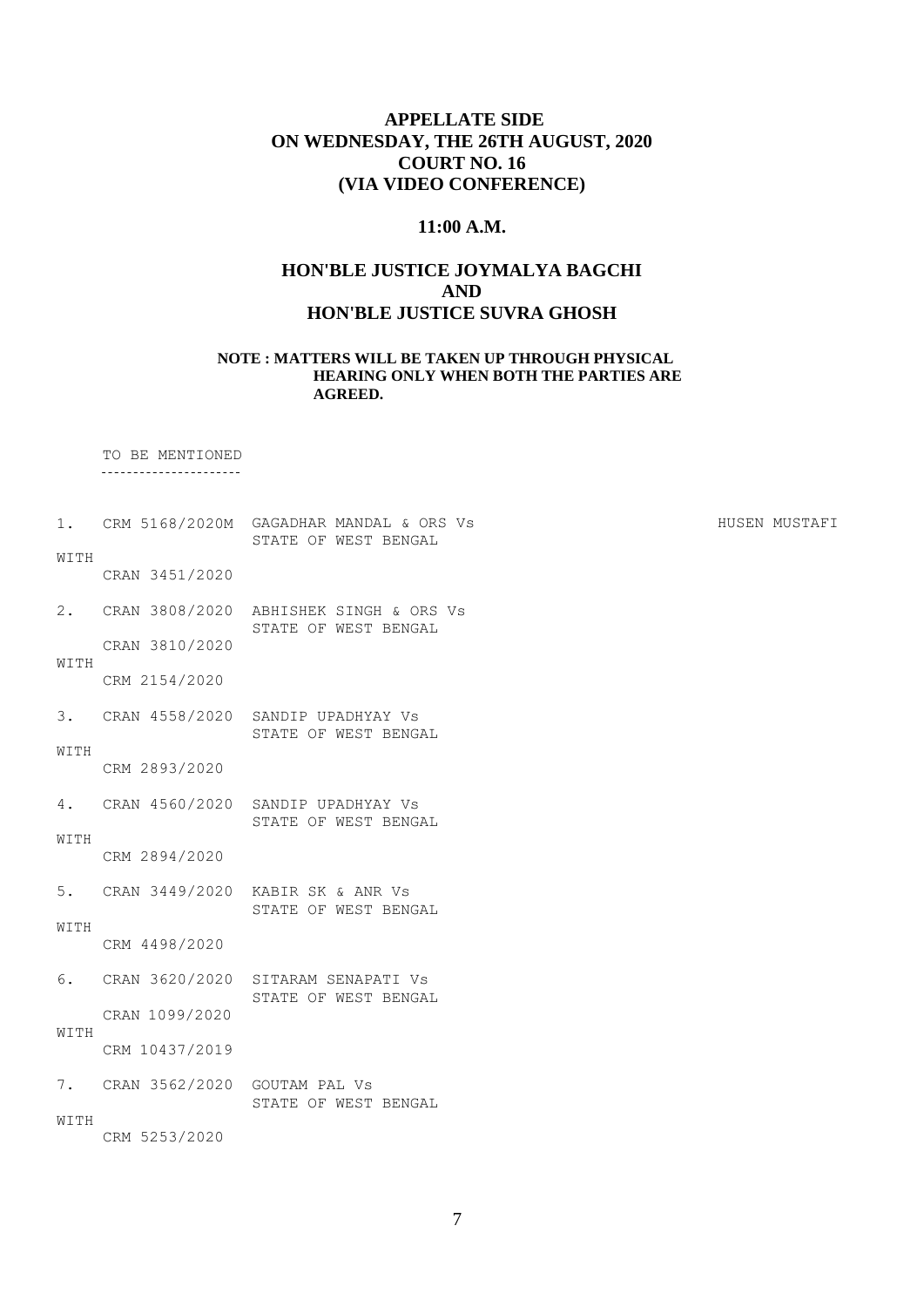# APPELLATE SIDE
# ON WEDNESDAY, THE 26TH AUGUST, 2020
# COURT NO. 16
# (VIA VIDEO CONFERENCE)

## 11:00 A.M.

## HON'BLE JUSTICE JOYMALYA BAGCHI
## AND
## HON'BLE JUSTICE SUVRA GHOSH

**NOTE : MATTERS WILL BE TAKEN UP THROUGH PHYSICAL HEARING ONLY WHEN BOTH THE PARTIES ARE AGREED.**

TO BE MENTIONED

---

1. CRM 5168/2020M GAGADHAR MANDAL & ORS Vs STATE OF WEST BENGAL — HUSEN MUSTAFI
   WITH
   CRAN 3451/2020

2. CRAN 3808/2020 ABHISHEK SINGH & ORS Vs STATE OF WEST BENGAL
   CRAN 3810/2020
   WITH
   CRM 2154/2020

3. CRAN 4558/2020 SANDIP UPADHYAY Vs STATE OF WEST BENGAL
   WITH
   CRM 2893/2020

4. CRAN 4560/2020 SANDIP UPADHYAY Vs STATE OF WEST BENGAL
   WITH
   CRM 2894/2020

5. CRAN 3449/2020 KABIR SK & ANR Vs STATE OF WEST BENGAL
   WITH
   CRM 4498/2020

6. CRAN 3620/2020 SITARAM SENAPATI Vs STATE OF WEST BENGAL
   CRAN 1099/2020
   WITH
   CRM 10437/2019

7. CRAN 3562/2020 GOUTAM PAL Vs STATE OF WEST BENGAL
   WITH
   CRM 5253/2020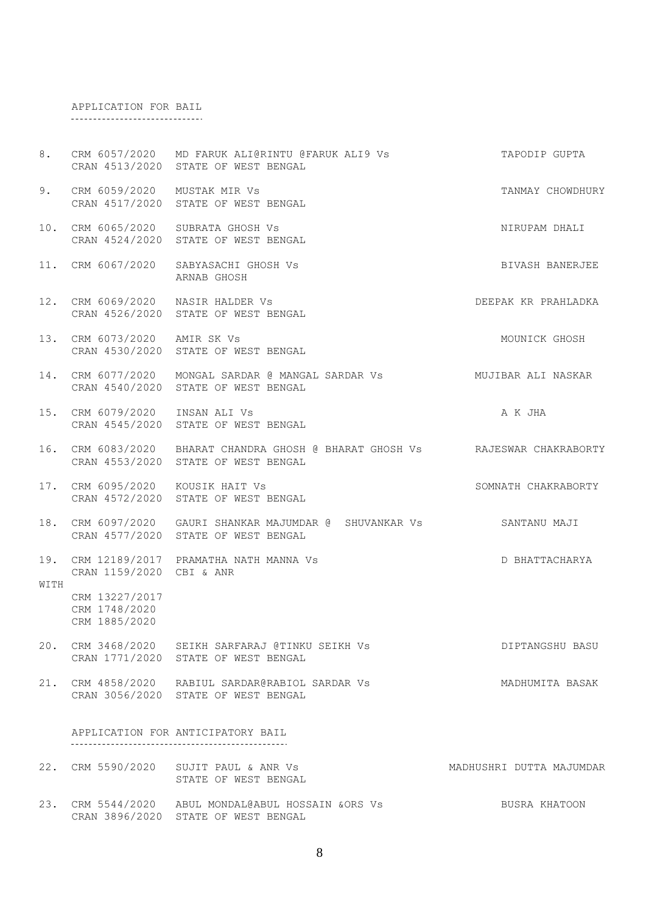APPLICATION FOR BAIL

| No. | Case No. | Parties | Advocate |
|---|---|---|---|
| 8. | CRM 6057/2020<br>CRAN 4513/2020 | MD FARUK ALI@RINTU @FARUK ALI9 Vs<br>STATE OF WEST BENGAL | TAPODIP GUPTA |
| 9. | CRM 6059/2020<br>CRAN 4517/2020 | MUSTAK MIR Vs<br>STATE OF WEST BENGAL | TANMAY CHOWDHURY |
| 10. | CRM 6065/2020<br>CRAN 4524/2020 | SUBRATA GHOSH Vs<br>STATE OF WEST BENGAL | NIRUPAM DHALI |
| 11. | CRM 6067/2020 | SABYASACHI GHOSH Vs<br>ARNAB GHOSH | BIVASH BANERJEE |
| 12. | CRM 6069/2020<br>CRAN 4526/2020 | NASIR HALDER Vs<br>STATE OF WEST BENGAL | DEEPAK KR PRAHLADKA |
| 13. | CRM 6073/2020<br>CRAN 4530/2020 | AMIR SK Vs<br>STATE OF WEST BENGAL | MOUNICK GHOSH |
| 14. | CRM 6077/2020<br>CRAN 4540/2020 | MONGAL SARDAR @ MANGAL SARDAR Vs<br>STATE OF WEST BENGAL | MUJIBAR ALI NASKAR |
| 15. | CRM 6079/2020<br>CRAN 4545/2020 | INSAN ALI Vs<br>STATE OF WEST BENGAL | A K JHA |
| 16. | CRM 6083/2020<br>CRAN 4553/2020 | BHARAT CHANDRA GHOSH @ BHARAT GHOSH Vs<br>STATE OF WEST BENGAL | RAJESWAR CHAKRABORTY |
| 17. | CRM 6095/2020<br>CRAN 4572/2020 | KOUSIK HAIT Vs<br>STATE OF WEST BENGAL | SOMNATH CHAKRABORTY |
| 18. | CRM 6097/2020<br>CRAN 4577/2020 | GAURI SHANKAR MAJUMDAR @ SHUVANKAR Vs<br>STATE OF WEST BENGAL | SANTANU MAJI |
| 19.<br>WITH | CRM 12189/2017<br>CRAN 1159/2020<br>CRM 13227/2017<br>CRM 1748/2020<br>CRM 1885/2020 | PRAMATHA NATH MANNA Vs<br>CBI & ANR | D BHATTACHARYA |
| 20. | CRM 3468/2020<br>CRAN 1771/2020 | SEIKH SARFARAJ @TINKU SEIKH Vs<br>STATE OF WEST BENGAL | DIPTANGSHU BASU |
| 21. | CRM 4858/2020<br>CRAN 3056/2020 | RABIUL SARDAR@RABIOL SARDAR Vs<br>STATE OF WEST BENGAL | MADHUMITA BASAK |

APPLICATION FOR ANTICIPATORY BAIL

| No. | Case No. | Parties | Advocate |
|---|---|---|---|
| 22. | CRM 5590/2020 | SUJIT PAUL & ANR Vs<br>STATE OF WEST BENGAL | MADHUSHRI DUTTA MAJUMDAR |
| 23. | CRM 5544/2020<br>CRAN 3896/2020 | ABUL MONDAL@ABUL HOSSAIN &ORS Vs<br>STATE OF WEST BENGAL | BUSRA KHATOON |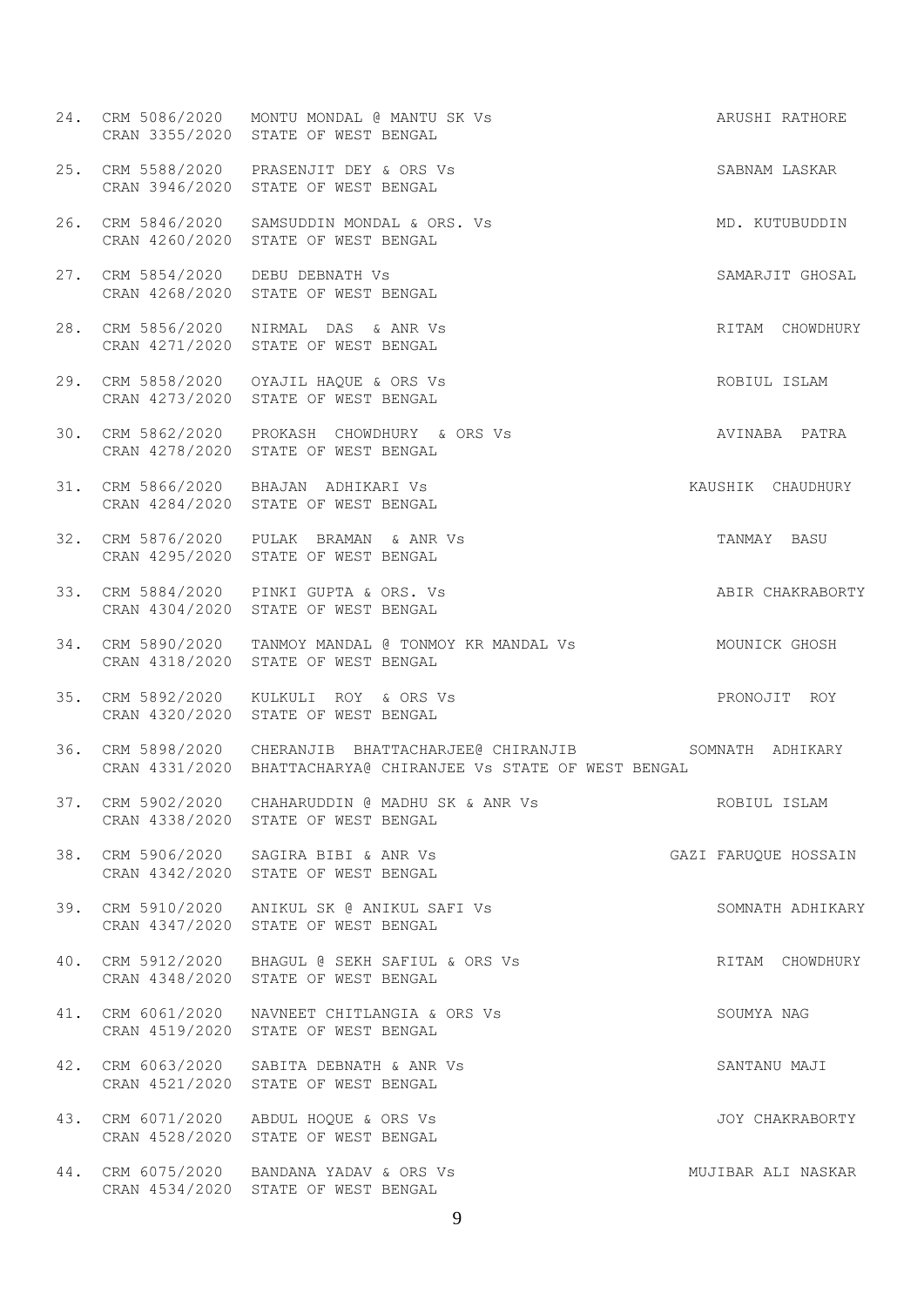24. CRM 5086/2020 MONTU MONDAL @ MANTU SK Vs ARUSHI RATHORE
    CRAN 3355/2020 STATE OF WEST BENGAL

25. CRM 5588/2020 PRASENJIT DEY & ORS Vs SABNAM LASKAR
    CRAN 3946/2020 STATE OF WEST BENGAL

26. CRM 5846/2020 SAMSUDDIN MONDAL & ORS. Vs MD. KUTUBUDDIN
    CRAN 4260/2020 STATE OF WEST BENGAL

27. CRM 5854/2020 DEBU DEBNATH Vs SAMARJIT GHOSAL
    CRAN 4268/2020 STATE OF WEST BENGAL

28. CRM 5856/2020 NIRMAL DAS & ANR Vs RITAM CHOWDHURY
    CRAN 4271/2020 STATE OF WEST BENGAL

29. CRM 5858/2020 OYAJIL HAQUE & ORS Vs ROBIUL ISLAM
    CRAN 4273/2020 STATE OF WEST BENGAL

30. CRM 5862/2020 PROKASH CHOWDHURY & ORS Vs AVINABA PATRA
    CRAN 4278/2020 STATE OF WEST BENGAL

31. CRM 5866/2020 BHAJAN ADHIKARI Vs KAUSHIK CHAUDHURY
    CRAN 4284/2020 STATE OF WEST BENGAL

32. CRM 5876/2020 PULAK BRAMAN & ANR Vs TANMAY BASU
    CRAN 4295/2020 STATE OF WEST BENGAL

33. CRM 5884/2020 PINKI GUPTA & ORS. Vs ABIR CHAKRABORTY
    CRAN 4304/2020 STATE OF WEST BENGAL

34. CRM 5890/2020 TANMOY MANDAL @ TONMOY KR MANDAL Vs MOUNICK GHOSH
    CRAN 4318/2020 STATE OF WEST BENGAL

35. CRM 5892/2020 KULKULI ROY & ORS Vs PRONOJIT ROY
    CRAN 4320/2020 STATE OF WEST BENGAL

36. CRM 5898/2020 CHERANJIB BHATTACHARJEE@ CHIRANJIB SOMNATH ADHIKARY
    CRAN 4331/2020 BHATTACHARYA@ CHIRANJEE Vs STATE OF WEST BENGAL

37. CRM 5902/2020 CHAHARUDDIN @ MADHU SK & ANR Vs ROBIUL ISLAM
    CRAN 4338/2020 STATE OF WEST BENGAL

38. CRM 5906/2020 SAGIRA BIBI & ANR Vs GAZI FARUQUE HOSSAIN
    CRAN 4342/2020 STATE OF WEST BENGAL

39. CRM 5910/2020 ANIKUL SK @ ANIKUL SAFI Vs SOMNATH ADHIKARY
    CRAN 4347/2020 STATE OF WEST BENGAL

40. CRM 5912/2020 BHAGUL @ SEKH SAFIUL & ORS Vs RITAM CHOWDHURY
    CRAN 4348/2020 STATE OF WEST BENGAL

41. CRM 6061/2020 NAVNEET CHITLANGIA & ORS Vs SOUMYA NAG
    CRAN 4519/2020 STATE OF WEST BENGAL

42. CRM 6063/2020 SABITA DEBNATH & ANR Vs SANTANU MAJI
    CRAN 4521/2020 STATE OF WEST BENGAL

43. CRM 6071/2020 ABDUL HOQUE & ORS Vs JOY CHAKRABORTY
    CRAN 4528/2020 STATE OF WEST BENGAL

44. CRM 6075/2020 BANDANA YADAV & ORS Vs MUJIBAR ALI NASKAR
    CRAN 4534/2020 STATE OF WEST BENGAL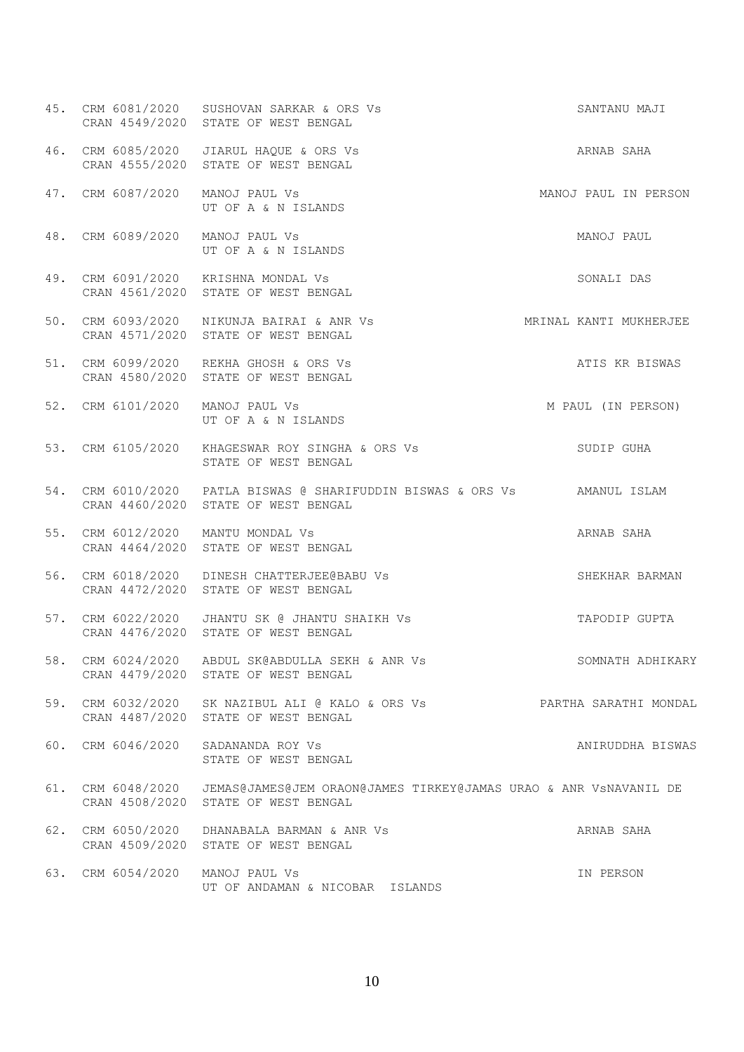| No. | Case No. | Parties | Advocate |
|---|---|---|---|
| 45. | CRM 6081/2020<br>CRAN 4549/2020 | SUSHOVAN SARKAR & ORS Vs<br>STATE OF WEST BENGAL | SANTANU MAJI |
| 46. | CRM 6085/2020<br>CRAN 4555/2020 | JIARUL HAQUE & ORS Vs<br>STATE OF WEST BENGAL | ARNAB SAHA |
| 47. | CRM 6087/2020 | MANOJ PAUL Vs<br>UT OF A & N ISLANDS | MANOJ PAUL IN PERSON |
| 48. | CRM 6089/2020 | MANOJ PAUL Vs<br>UT OF A & N ISLANDS | MANOJ PAUL |
| 49. | CRM 6091/2020<br>CRAN 4561/2020 | KRISHNA MONDAL Vs<br>STATE OF WEST BENGAL | SONALI DAS |
| 50. | CRM 6093/2020<br>CRAN 4571/2020 | NIKUNJA BAIRAI & ANR Vs<br>STATE OF WEST BENGAL | MRINAL KANTI MUKHERJEE |
| 51. | CRM 6099/2020<br>CRAN 4580/2020 | REKHA GHOSH & ORS Vs<br>STATE OF WEST BENGAL | ATIS KR BISWAS |
| 52. | CRM 6101/2020 | MANOJ PAUL Vs<br>UT OF A & N ISLANDS | M PAUL (IN PERSON) |
| 53. | CRM 6105/2020 | KHAGESWAR ROY SINGHA & ORS Vs<br>STATE OF WEST BENGAL | SUDIP GUHA |
| 54. | CRM 6010/2020<br>CRAN 4460/2020 | PATLA BISWAS @ SHARIFUDDIN BISWAS & ORS Vs<br>STATE OF WEST BENGAL | AMANUL ISLAM |
| 55. | CRM 6012/2020<br>CRAN 4464/2020 | MANTU MONDAL Vs<br>STATE OF WEST BENGAL | ARNAB SAHA |
| 56. | CRM 6018/2020<br>CRAN 4472/2020 | DINESH CHATTERJEE@BABU Vs<br>STATE OF WEST BENGAL | SHEKHAR BARMAN |
| 57. | CRM 6022/2020<br>CRAN 4476/2020 | JHANTU SK @ JHANTU SHAIKH Vs<br>STATE OF WEST BENGAL | TAPODIP GUPTA |
| 58. | CRM 6024/2020<br>CRAN 4479/2020 | ABDUL SK@ABDULLA SEKH & ANR Vs<br>STATE OF WEST BENGAL | SOMNATH ADHIKARY |
| 59. | CRM 6032/2020<br>CRAN 4487/2020 | SK NAZIBUL ALI @ KALO & ORS Vs<br>STATE OF WEST BENGAL | PARTHA SARATHI MONDAL |
| 60. | CRM 6046/2020 | SADANANDA ROY Vs<br>STATE OF WEST BENGAL | ANIRUDDHA BISWAS |
| 61. | CRM 6048/2020<br>CRAN 4508/2020 | JEMAS@JAMES@JEM ORAON@JAMES TIRKEY@JAMAS URAO & ANR Vs<br>STATE OF WEST BENGAL | NAVANIL DE |
| 62. | CRM 6050/2020<br>CRAN 4509/2020 | DHANABALA BARMAN & ANR Vs<br>STATE OF WEST BENGAL | ARNAB SAHA |
| 63. | CRM 6054/2020 | MANOJ PAUL Vs<br>UT OF ANDAMAN & NICOBAR ISLANDS | IN PERSON |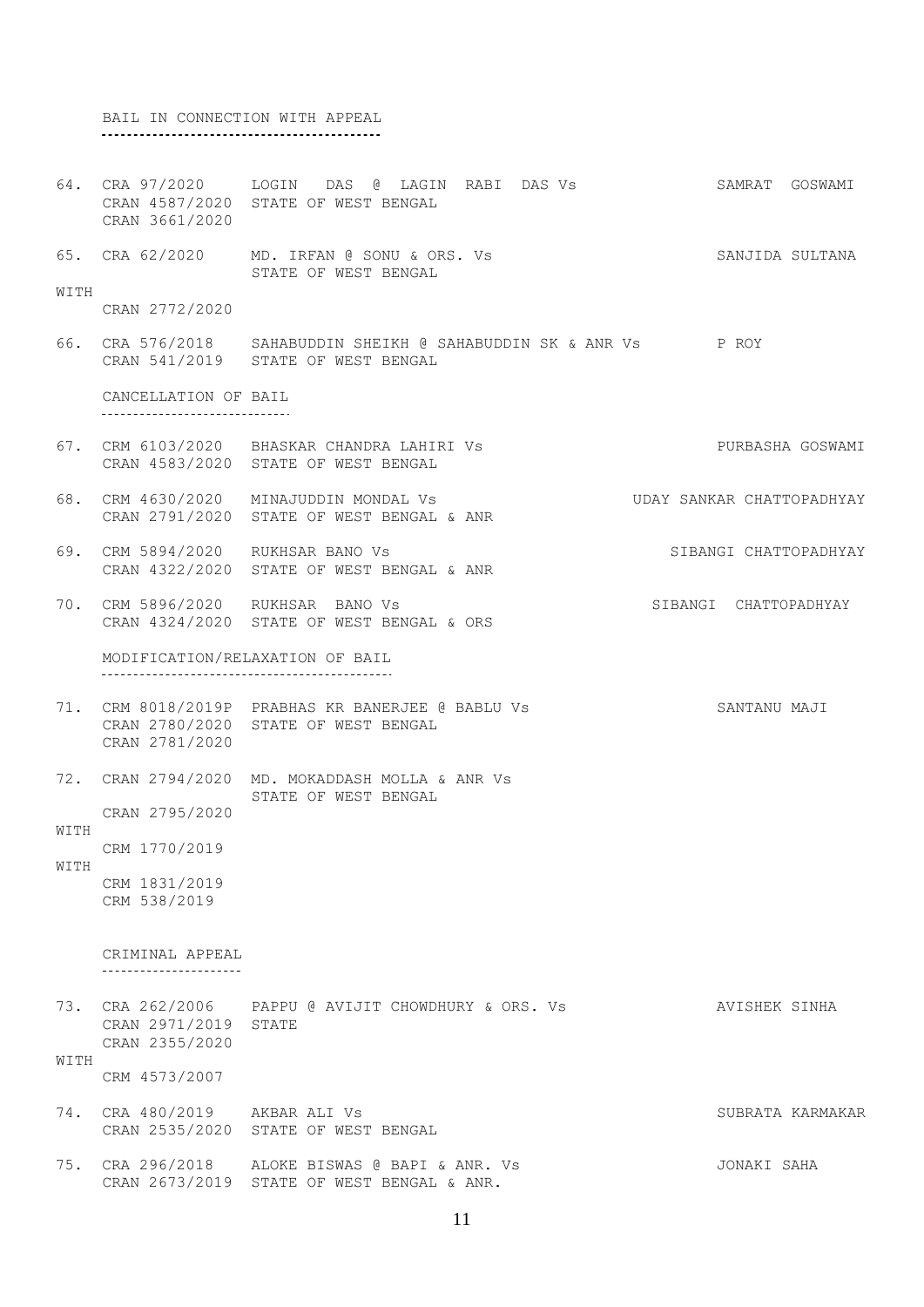## BAIL IN CONNECTION WITH APPEAL

64. CRA 97/2020 LOGIN DAS @ LAGIN RABI DAS Vs SAMRAT GOSWAMI
    CRAN 4587/2020 STATE OF WEST BENGAL
    CRAN 3661/2020

65. CRA 62/2020 MD. IRFAN @ SONU & ORS. Vs SANJIDA SULTANA
    STATE OF WEST BENGAL

    WITH
    CRAN 2772/2020

66. CRA 576/2018 SAHABUDDIN SHEIKH @ SAHABUDDIN SK & ANR Vs P ROY
    CRAN 541/2019 STATE OF WEST BENGAL

## CANCELLATION OF BAIL

67. CRM 6103/2020 BHASKAR CHANDRA LAHIRI Vs PURBASHA GOSWAMI
    CRAN 4583/2020 STATE OF WEST BENGAL

68. CRM 4630/2020 MINAJUDDIN MONDAL Vs UDAY SANKAR CHATTOPADHYAY
    CRAN 2791/2020 STATE OF WEST BENGAL & ANR

69. CRM 5894/2020 RUKHSAR BANO Vs SIBANGI CHATTOPADHYAY
    CRAN 4322/2020 STATE OF WEST BENGAL & ANR

70. CRM 5896/2020 RUKHSAR BANO Vs SIBANGI CHATTOPADHYAY
    CRAN 4324/2020 STATE OF WEST BENGAL & ORS

## MODIFICATION/RELAXATION OF BAIL

71. CRM 8018/2019P PRABHAS KR BANERJEE @ BABLU Vs SANTANU MAJI
    CRAN 2780/2020 STATE OF WEST BENGAL
    CRAN 2781/2020

72. CRAN 2794/2020 MD. MOKADDASH MOLLA & ANR Vs
    STATE OF WEST BENGAL
    CRAN 2795/2020

    WITH
    CRM 1770/2019

    WITH
    CRM 1831/2019
    CRM 538/2019

## CRIMINAL APPEAL

73. CRA 262/2006 PAPPU @ AVIJIT CHOWDHURY & ORS. Vs AVISHEK SINHA
    CRAN 2971/2019 STATE
    CRAN 2355/2020

    WITH
    CRM 4573/2007

74. CRA 480/2019 AKBAR ALI Vs SUBRATA KARMAKAR
    CRAN 2535/2020 STATE OF WEST BENGAL

75. CRA 296/2018 ALOKE BISWAS @ BAPI & ANR. Vs JONAKI SAHA
    CRAN 2673/2019 STATE OF WEST BENGAL & ANR.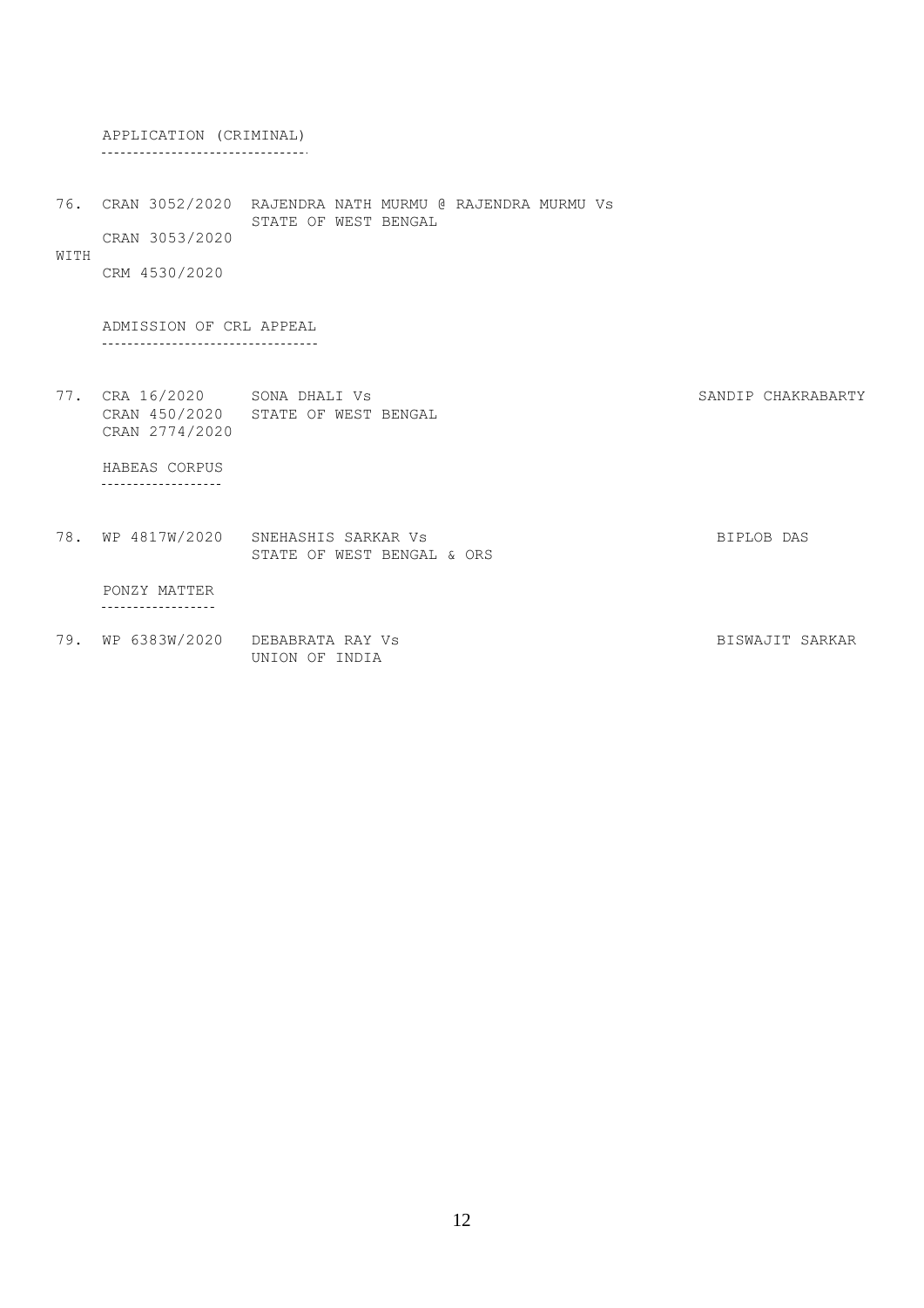APPLICATION (CRIMINAL)

---

76. CRAN 3052/2020 RAJENDRA NATH MURMU @ RAJENDRA MURMU Vs STATE OF WEST BENGAL
    CRAN 3053/2020

WITH

    CRM 4530/2020

ADMISSION OF CRL APPEAL

---

| | Case No. | Parties | Advocate |
|---|---|---|---|
| 77. | CRA 16/2020 | SONA DHALI Vs | SANDIP CHAKRABARTY |
| | CRAN 450/2020 | STATE OF WEST BENGAL | |
| | CRAN 2774/2020 | | |

HABEAS CORPUS

---

| | Case No. | Parties | Advocate |
|---|---|---|---|
| 78. | WP 4817W/2020 | SNEHASHIS SARKAR Vs STATE OF WEST BENGAL & ORS | BIPLOB DAS |

PONZY MATTER

---

| | Case No. | Parties | Advocate |
|---|---|---|---|
| 79. | WP 6383W/2020 | DEBABRATA RAY Vs UNION OF INDIA | BISWAJIT SARKAR |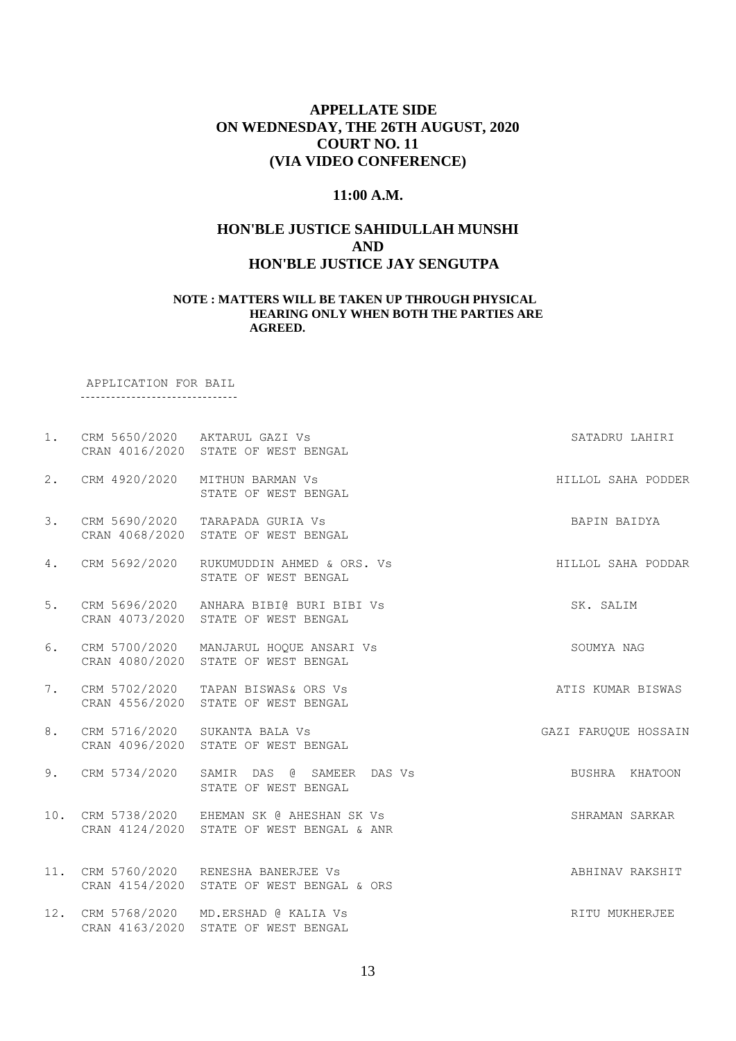**APPELLATE SIDE**
**ON WEDNESDAY, THE 26TH AUGUST, 2020**
**COURT NO. 11**
**(VIA VIDEO CONFERENCE)**

**11:00 A.M.**

**HON'BLE JUSTICE SAHIDULLAH MUNSHI**
**AND**
**HON'BLE JUSTICE JAY SENGUTPA**

**NOTE : MATTERS WILL BE TAKEN UP THROUGH PHYSICAL HEARING ONLY WHEN BOTH THE PARTIES ARE AGREED.**

APPLICATION FOR BAIL

| No. | Case No. | Parties | Advocate |
|---|---|---|---|
| 1. | CRM 5650/2020<br>CRAN 4016/2020 | AKTARUL GAZI Vs<br>STATE OF WEST BENGAL | SATADRU LAHIRI |
| 2. | CRM 4920/2020 | MITHUN BARMAN Vs<br>STATE OF WEST BENGAL | HILLOL SAHA PODDER |
| 3. | CRM 5690/2020<br>CRAN 4068/2020 | TARAPADA GURIA Vs<br>STATE OF WEST BENGAL | BAPIN BAIDYA |
| 4. | CRM 5692/2020 | RUKUMUDDIN AHMED & ORS. Vs<br>STATE OF WEST BENGAL | HILLOL SAHA PODDAR |
| 5. | CRM 5696/2020<br>CRAN 4073/2020 | ANHARA BIBI@ BURI BIBI Vs<br>STATE OF WEST BENGAL | SK. SALIM |
| 6. | CRM 5700/2020<br>CRAN 4080/2020 | MANJARUL HOQUE ANSARI Vs<br>STATE OF WEST BENGAL | SOUMYA NAG |
| 7. | CRM 5702/2020<br>CRAN 4556/2020 | TAPAN BISWAS& ORS Vs<br>STATE OF WEST BENGAL | ATIS KUMAR BISWAS |
| 8. | CRM 5716/2020<br>CRAN 4096/2020 | SUKANTA BALA Vs<br>STATE OF WEST BENGAL | GAZI FARUQUE HOSSAIN |
| 9. | CRM 5734/2020 | SAMIR DAS @ SAMEER DAS Vs<br>STATE OF WEST BENGAL | BUSHRA KHATOON |
| 10. | CRM 5738/2020<br>CRAN 4124/2020 | EHEMAN SK @ AHESHAN SK Vs<br>STATE OF WEST BENGAL & ANR | SHRAMAN SARKAR |
| 11. | CRM 5760/2020<br>CRAN 4154/2020 | RENESHA BANERJEE Vs<br>STATE OF WEST BENGAL & ORS | ABHINAV RAKSHIT |
| 12. | CRM 5768/2020<br>CRAN 4163/2020 | MD.ERSHAD @ KALIA Vs<br>STATE OF WEST BENGAL | RITU MUKHERJEE |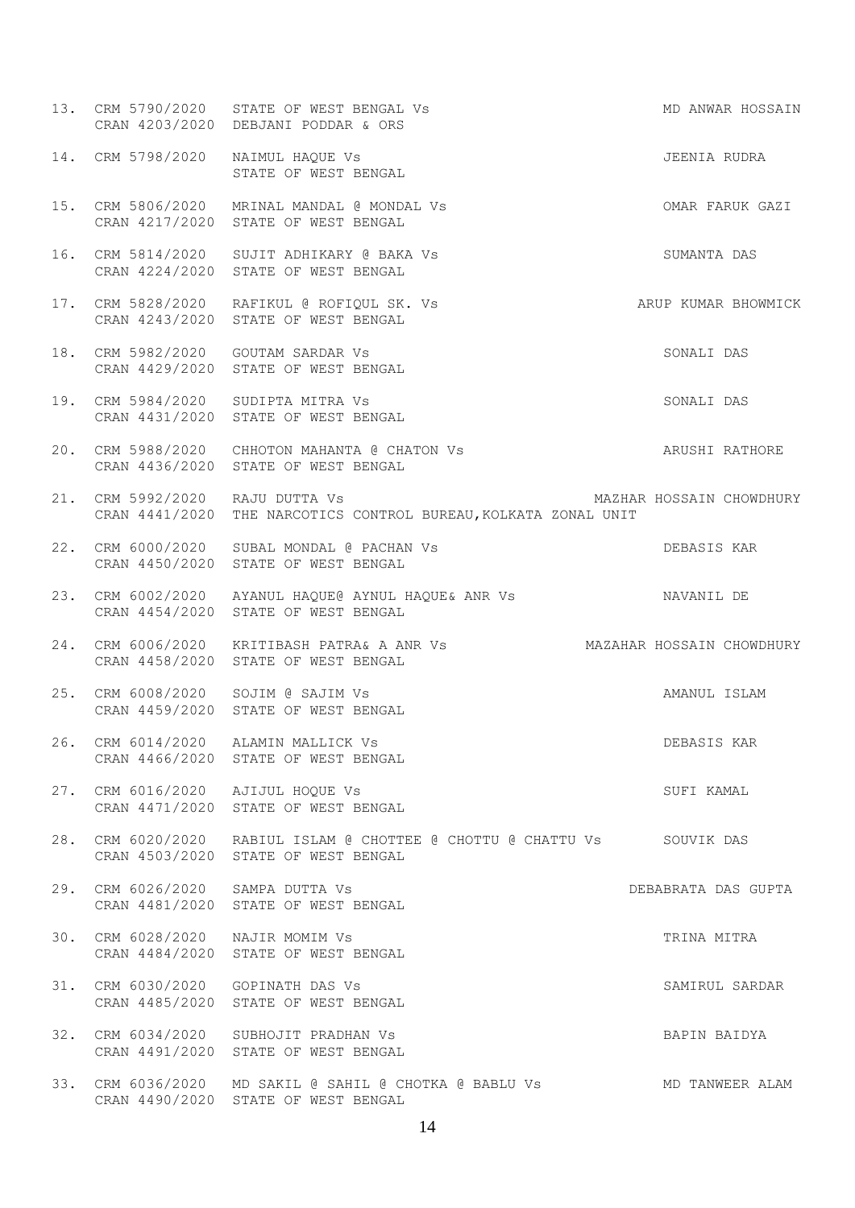| No. | Case No. | Parties | Advocate |
|---|---|---|---|
| 13. | CRM 5790/2020<br>CRAN 4203/2020 | STATE OF WEST BENGAL Vs<br>DEBJANI PODDAR & ORS | MD ANWAR HOSSAIN |
| 14. | CRM 5798/2020 | NAIMUL HAQUE Vs<br>STATE OF WEST BENGAL | JEENIA RUDRA |
| 15. | CRM 5806/2020<br>CRAN 4217/2020 | MRINAL MANDAL @ MONDAL Vs<br>STATE OF WEST BENGAL | OMAR FARUK GAZI |
| 16. | CRM 5814/2020<br>CRAN 4224/2020 | SUJIT ADHIKARY @ BAKA Vs<br>STATE OF WEST BENGAL | SUMANTA DAS |
| 17. | CRM 5828/2020<br>CRAN 4243/2020 | RAFIKUL @ ROFIQUL SK. Vs<br>STATE OF WEST BENGAL | ARUP KUMAR BHOWMICK |
| 18. | CRM 5982/2020<br>CRAN 4429/2020 | GOUTAM SARDAR Vs<br>STATE OF WEST BENGAL | SONALI DAS |
| 19. | CRM 5984/2020<br>CRAN 4431/2020 | SUDIPTA MITRA Vs<br>STATE OF WEST BENGAL | SONALI DAS |
| 20. | CRM 5988/2020<br>CRAN 4436/2020 | CHHOTON MAHANTA @ CHATON Vs<br>STATE OF WEST BENGAL | ARUSHI RATHORE |
| 21. | CRM 5992/2020<br>CRAN 4441/2020 | RAJU DUTTA Vs<br>THE NARCOTICS CONTROL BUREAU,KOLKATA ZONAL UNIT | MAZHAR HOSSAIN CHOWDHURY |
| 22. | CRM 6000/2020<br>CRAN 4450/2020 | SUBAL MONDAL @ PACHAN Vs<br>STATE OF WEST BENGAL | DEBASIS KAR |
| 23. | CRM 6002/2020<br>CRAN 4454/2020 | AYANUL HAQUE@ AYNUL HAQUE& ANR Vs<br>STATE OF WEST BENGAL | NAVANIL DE |
| 24. | CRM 6006/2020<br>CRAN 4458/2020 | KRITIBASH PATRA& A ANR Vs<br>STATE OF WEST BENGAL | MAZAHAR HOSSAIN CHOWDHURY |
| 25. | CRM 6008/2020<br>CRAN 4459/2020 | SOJIM @ SAJIM Vs<br>STATE OF WEST BENGAL | AMANUL ISLAM |
| 26. | CRM 6014/2020<br>CRAN 4466/2020 | ALAMIN MALLICK Vs<br>STATE OF WEST BENGAL | DEBASIS KAR |
| 27. | CRM 6016/2020<br>CRAN 4471/2020 | AJIJUL HOQUE Vs<br>STATE OF WEST BENGAL | SUFI KAMAL |
| 28. | CRM 6020/2020<br>CRAN 4503/2020 | RABIUL ISLAM @ CHOTTEE @ CHOTTU @ CHATTU Vs<br>STATE OF WEST BENGAL | SOUVIK DAS |
| 29. | CRM 6026/2020<br>CRAN 4481/2020 | SAMPA DUTTA Vs<br>STATE OF WEST BENGAL | DEBABRATA DAS GUPTA |
| 30. | CRM 6028/2020<br>CRAN 4484/2020 | NAJIR MOMIM Vs<br>STATE OF WEST BENGAL | TRINA MITRA |
| 31. | CRM 6030/2020<br>CRAN 4485/2020 | GOPINATH DAS Vs<br>STATE OF WEST BENGAL | SAMIRUL SARDAR |
| 32. | CRM 6034/2020<br>CRAN 4491/2020 | SUBHOJIT PRADHAN Vs<br>STATE OF WEST BENGAL | BAPIN BAIDYA |
| 33. | CRM 6036/2020<br>CRAN 4490/2020 | MD SAKIL @ SAHIL @ CHOTKA @ BABLU Vs<br>STATE OF WEST BENGAL | MD TANWEER ALAM |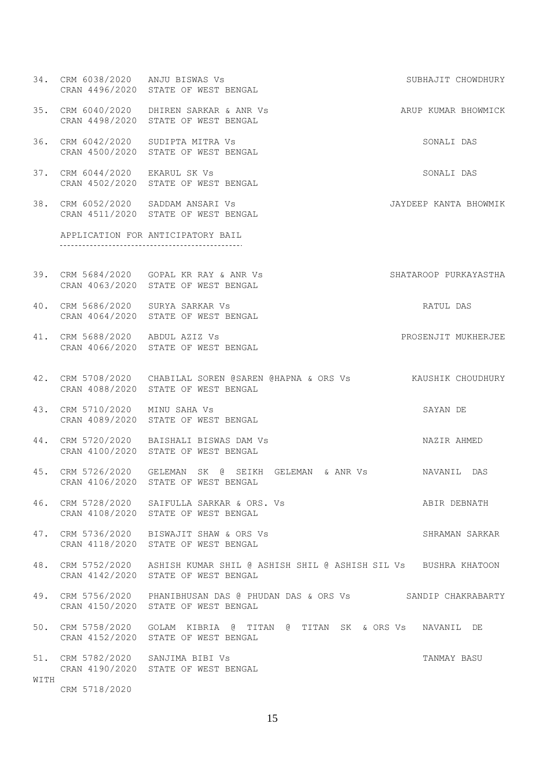34. CRM 6038/2020 ANJU BISWAS Vs SUBHAJIT CHOWDHURY
CRAN 4496/2020 STATE OF WEST BENGAL

35. CRM 6040/2020 DHIREN SARKAR & ANR Vs ARUP KUMAR BHOWMICK
CRAN 4498/2020 STATE OF WEST BENGAL

36. CRM 6042/2020 SUDIPTA MITRA Vs SONALI DAS
CRAN 4500/2020 STATE OF WEST BENGAL

37. CRM 6044/2020 EKARUL SK Vs SONALI DAS
CRAN 4502/2020 STATE OF WEST BENGAL

38. CRM 6052/2020 SADDAM ANSARI Vs JAYDEEP KANTA BHOWMIK
CRAN 4511/2020 STATE OF WEST BENGAL

APPLICATION FOR ANTICIPATORY BAIL

39. CRM 5684/2020 GOPAL KR RAY & ANR Vs SHATAROOP PURKAYASTHA
CRAN 4063/2020 STATE OF WEST BENGAL

40. CRM 5686/2020 SURYA SARKAR Vs RATUL DAS
CRAN 4064/2020 STATE OF WEST BENGAL

41. CRM 5688/2020 ABDUL AZIZ Vs PROSENJIT MUKHERJEE
CRAN 4066/2020 STATE OF WEST BENGAL

42. CRM 5708/2020 CHABILAL SOREN @SAREN @HAPNA & ORS Vs KAUSHIK CHOUDHURY
CRAN 4088/2020 STATE OF WEST BENGAL

43. CRM 5710/2020 MINU SAHA Vs SAYAN DE
CRAN 4089/2020 STATE OF WEST BENGAL

44. CRM 5720/2020 BAISHALI BISWAS DAM Vs NAZIR AHMED
CRAN 4100/2020 STATE OF WEST BENGAL

45. CRM 5726/2020 GELEMAN SK @ SEIKH GELEMAN & ANR Vs NAVANIL DAS
CRAN 4106/2020 STATE OF WEST BENGAL

46. CRM 5728/2020 SAIFULLA SARKAR & ORS. Vs ABIR DEBNATH
CRAN 4108/2020 STATE OF WEST BENGAL

47. CRM 5736/2020 BISWAJIT SHAW & ORS Vs SHRAMAN SARKAR
CRAN 4118/2020 STATE OF WEST BENGAL

48. CRM 5752/2020 ASHISH KUMAR SHIL @ ASHISH SHIL @ ASHISH SIL Vs BUSHRA KHATOON
CRAN 4142/2020 STATE OF WEST BENGAL

49. CRM 5756/2020 PHANIBHUSAN DAS @ PHUDAN DAS & ORS Vs SANDIP CHAKRABARTY
CRAN 4150/2020 STATE OF WEST BENGAL

50. CRM 5758/2020 GOLAM KIBRIA @ TITAN @ TITAN SK & ORS Vs NAVANIL DE
CRAN 4152/2020 STATE OF WEST BENGAL

51. CRM 5782/2020 SANJIMA BIBI Vs TANMAY BASU
CRAN 4190/2020 STATE OF WEST BENGAL

WITH
CRM 5718/2020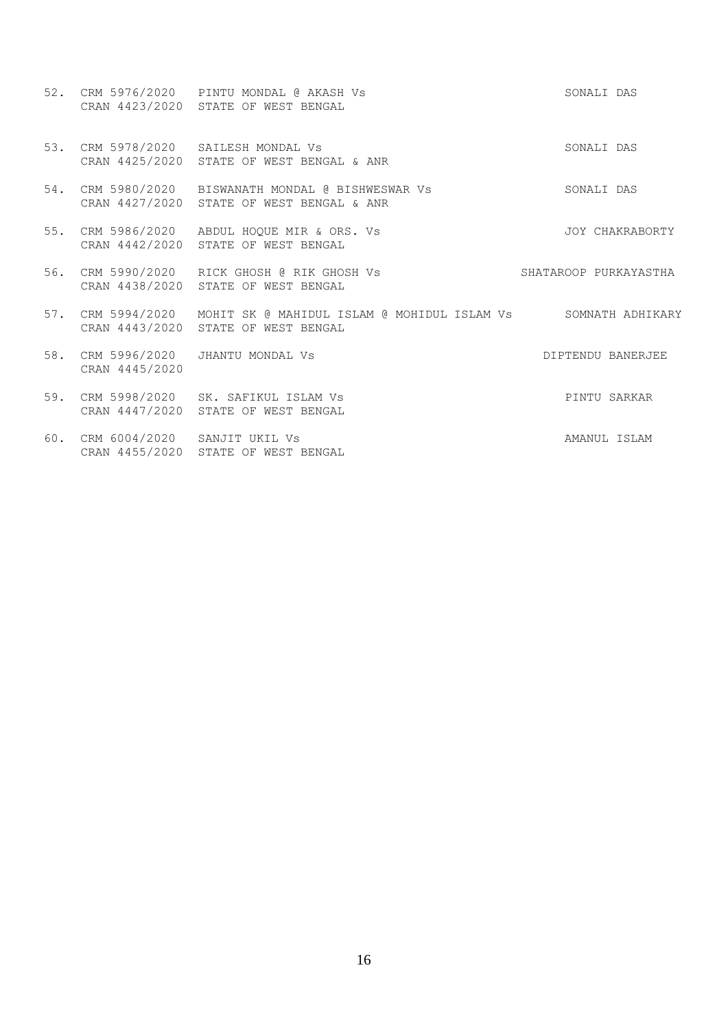| No. | Case No. | Parties | Advocate |
|---|---|---|---|
| 52. | CRM 5976/2020<br>CRAN 4423/2020 | PINTU MONDAL @ AKASH Vs<br>STATE OF WEST BENGAL | SONALI DAS |
| 53. | CRM 5978/2020<br>CRAN 4425/2020 | SAILESH MONDAL Vs<br>STATE OF WEST BENGAL & ANR | SONALI DAS |
| 54. | CRM 5980/2020<br>CRAN 4427/2020 | BISWANATH MONDAL @ BISHWESWAR Vs<br>STATE OF WEST BENGAL & ANR | SONALI DAS |
| 55. | CRM 5986/2020<br>CRAN 4442/2020 | ABDUL HOQUE MIR & ORS. Vs<br>STATE OF WEST BENGAL | JOY CHAKRABORTY |
| 56. | CRM 5990/2020<br>CRAN 4438/2020 | RICK GHOSH @ RIK GHOSH Vs<br>STATE OF WEST BENGAL | SHATAROOP PURKAYASTHA |
| 57. | CRM 5994/2020<br>CRAN 4443/2020 | MOHIT SK @ MAHIDUL ISLAM @ MOHIDUL ISLAM Vs<br>STATE OF WEST BENGAL | SOMNATH ADHIKARY |
| 58. | CRM 5996/2020<br>CRAN 4445/2020 | JHANTU MONDAL Vs | DIPTENDU BANERJEE |
| 59. | CRM 5998/2020<br>CRAN 4447/2020 | SK. SAFIKUL ISLAM Vs<br>STATE OF WEST BENGAL | PINTU SARKAR |
| 60. | CRM 6004/2020<br>CRAN 4455/2020 | SANJIT UKIL Vs<br>STATE OF WEST BENGAL | AMANUL ISLAM |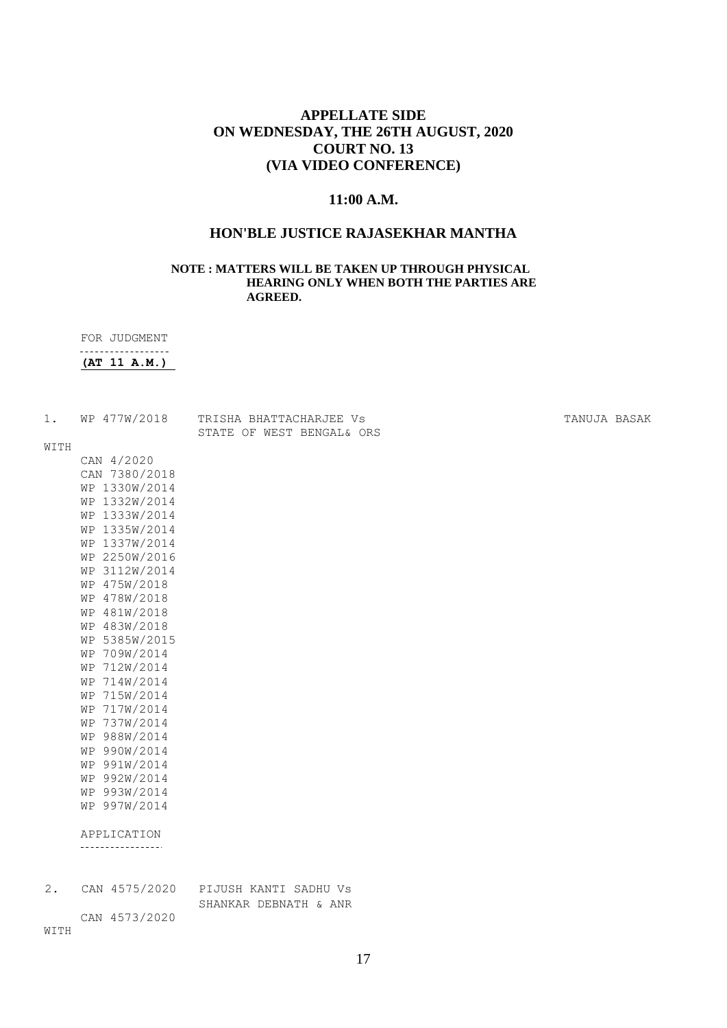**APPELLATE SIDE**
**ON WEDNESDAY, THE 26TH AUGUST, 2020**
**COURT NO. 13**
**(VIA VIDEO CONFERENCE)**

**11:00 A.M.**

**HON'BLE JUSTICE RAJASEKHAR MANTHA**

**NOTE : MATTERS WILL BE TAKEN UP THROUGH PHYSICAL HEARING ONLY WHEN BOTH THE PARTIES ARE AGREED.**

FOR JUDGMENT

**(AT 11 A.M.)**

1. WP 477W/2018 TRISHA BHATTACHARJEE Vs STATE OF WEST BENGAL& ORS — TANUJA BASAK

WITH

CAN 4/2020
CAN 7380/2018
WP 1330W/2014
WP 1332W/2014
WP 1333W/2014
WP 1335W/2014
WP 1337W/2014
WP 2250W/2016
WP 3112W/2014
WP 475W/2018
WP 478W/2018
WP 481W/2018
WP 483W/2018
WP 5385W/2015
WP 709W/2014
WP 712W/2014
WP 714W/2014
WP 715W/2014
WP 717W/2014
WP 737W/2014
WP 988W/2014
WP 990W/2014
WP 991W/2014
WP 992W/2014
WP 993W/2014
WP 997W/2014

APPLICATION

2. CAN 4575/2020 PIJUSH KANTI SADHU Vs SHANKAR DEBNATH & ANR

CAN 4573/2020

WITH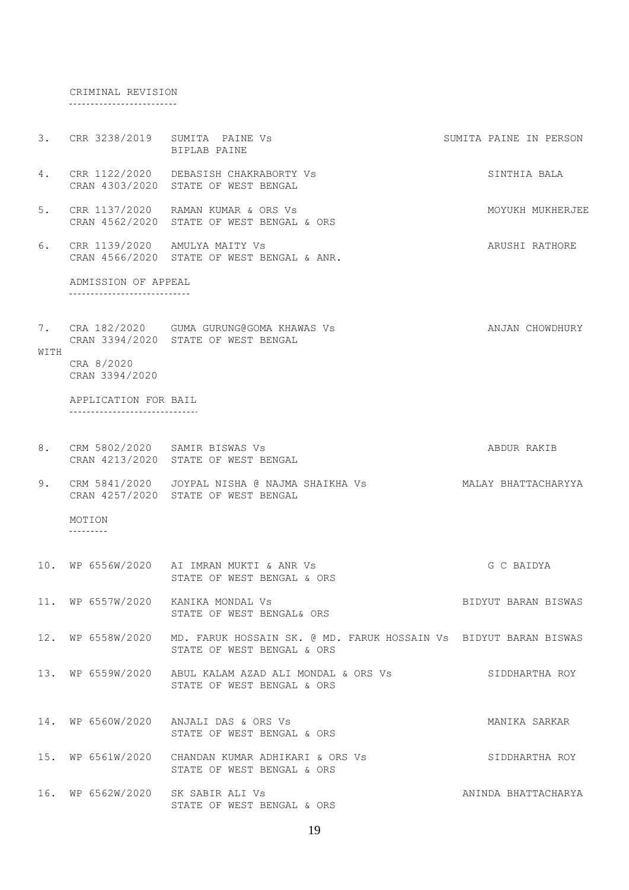CRIMINAL REVISION

| | | | |
|---|---|---|---|
| 3. | CRR 3238/2019 | SUMITA PAINE Vs<br>BIPLAB PAINE | SUMITA PAINE IN PERSON |
| 4. | CRR 1122/2020<br>CRAN 4303/2020 | DEBASISH CHAKRABORTY Vs<br>STATE OF WEST BENGAL | SINTHIA BALA |
| 5. | CRR 1137/2020<br>CRAN 4562/2020 | RAMAN KUMAR & ORS Vs<br>STATE OF WEST BENGAL & ORS | MOYUKH MUKHERJEE |
| 6. | CRR 1139/2020<br>CRAN 4566/2020 | AMULYA MAITY Vs<br>STATE OF WEST BENGAL & ANR. | ARUSHI RATHORE |

ADMISSION OF APPEAL

| | | | |
|---|---|---|---|
| 7. | CRA 182/2020<br>CRAN 3394/2020 | GUMA GURUNG@GOMA KHAWAS Vs<br>STATE OF WEST BENGAL | ANJAN CHOWDHURY |
| WITH | CRA 8/2020<br>CRAN 3394/2020 | | |

APPLICATION FOR BAIL

| | | | |
|---|---|---|---|
| 8. | CRM 5802/2020<br>CRAN 4213/2020 | SAMIR BISWAS Vs<br>STATE OF WEST BENGAL | ABDUR RAKIB |
| 9. | CRM 5841/2020<br>CRAN 4257/2020 | JOYPAL NISHA @ NAJMA SHAIKHA Vs<br>STATE OF WEST BENGAL | MALAY BHATTACHARYYA |

MOTION

| | | | |
|---|---|---|---|
| 10. | WP 6556W/2020 | AI IMRAN MUKTI & ANR Vs<br>STATE OF WEST BENGAL & ORS | G C BAIDYA |
| 11. | WP 6557W/2020 | KANIKA MONDAL Vs<br>STATE OF WEST BENGAL& ORS | BIDYUT BARAN BISWAS |
| 12. | WP 6558W/2020 | MD. FARUK HOSSAIN SK. @ MD. FARUK HOSSAIN Vs<br>STATE OF WEST BENGAL & ORS | BIDYUT BARAN BISWAS |
| 13. | WP 6559W/2020 | ABUL KALAM AZAD ALI MONDAL & ORS Vs<br>STATE OF WEST BENGAL & ORS | SIDDHARTHA ROY |
| 14. | WP 6560W/2020 | ANJALI DAS & ORS Vs<br>STATE OF WEST BENGAL & ORS | MANIKA SARKAR |
| 15. | WP 6561W/2020 | CHANDAN KUMAR ADHIKARI & ORS Vs<br>STATE OF WEST BENGAL & ORS | SIDDHARTHA ROY |
| 16. | WP 6562W/2020 | SK SABIR ALI Vs<br>STATE OF WEST BENGAL & ORS | ANINDA BHATTACHARYA |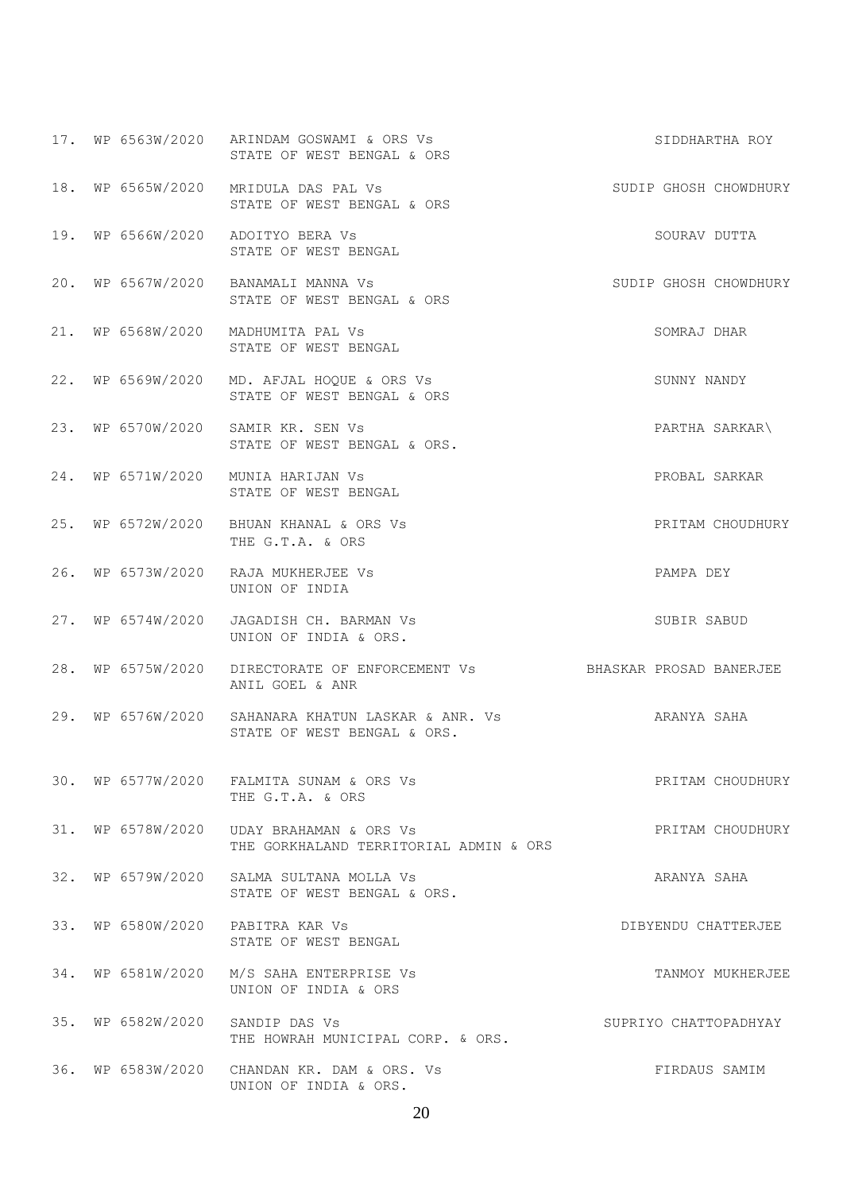17. WP 6563W/2020 ARINDAM GOSWAMI & ORS Vs STATE OF WEST BENGAL & ORS — SIDDHARTHA ROY

18. WP 6565W/2020 MRIDULA DAS PAL Vs STATE OF WEST BENGAL & ORS — SUDIP GHOSH CHOWDHURY

19. WP 6566W/2020 ADOITYO BERA Vs STATE OF WEST BENGAL — SOURAV DUTTA

20. WP 6567W/2020 BANAMALI MANNA Vs STATE OF WEST BENGAL & ORS — SUDIP GHOSH CHOWDHURY

21. WP 6568W/2020 MADHUMITA PAL Vs STATE OF WEST BENGAL — SOMRAJ DHAR

22. WP 6569W/2020 MD. AFJAL HOQUE & ORS Vs STATE OF WEST BENGAL & ORS — SUNNY NANDY

23. WP 6570W/2020 SAMIR KR. SEN Vs STATE OF WEST BENGAL & ORS. — PARTHA SARKAR\

24. WP 6571W/2020 MUNIA HARIJAN Vs STATE OF WEST BENGAL — PROBAL SARKAR

25. WP 6572W/2020 BHUAN KHANAL & ORS Vs THE G.T.A. & ORS — PRITAM CHOUDHURY

26. WP 6573W/2020 RAJA MUKHERJEE Vs UNION OF INDIA — PAMPA DEY

27. WP 6574W/2020 JAGADISH CH. BARMAN Vs UNION OF INDIA & ORS. — SUBIR SABUD

28. WP 6575W/2020 DIRECTORATE OF ENFORCEMENT Vs ANIL GOEL & ANR — BHASKAR PROSAD BANERJEE

29. WP 6576W/2020 SAHANARA KHATUN LASKAR & ANR. Vs STATE OF WEST BENGAL & ORS. — ARANYA SAHA

30. WP 6577W/2020 FALMITA SUNAM & ORS Vs THE G.T.A. & ORS — PRITAM CHOUDHURY

31. WP 6578W/2020 UDAY BRAHAMAN & ORS Vs THE GORKHALAND TERRITORIAL ADMIN & ORS — PRITAM CHOUDHURY

32. WP 6579W/2020 SALMA SULTANA MOLLA Vs STATE OF WEST BENGAL & ORS. — ARANYA SAHA

33. WP 6580W/2020 PABITRA KAR Vs STATE OF WEST BENGAL — DIBYENDU CHATTERJEE

34. WP 6581W/2020 M/S SAHA ENTERPRISE Vs UNION OF INDIA & ORS — TANMOY MUKHERJEE

35. WP 6582W/2020 SANDIP DAS Vs THE HOWRAH MUNICIPAL CORP. & ORS. — SUPRIYO CHATTOPADHYAY

36. WP 6583W/2020 CHANDAN KR. DAM & ORS. Vs UNION OF INDIA & ORS. — FIRDAUS SAMIM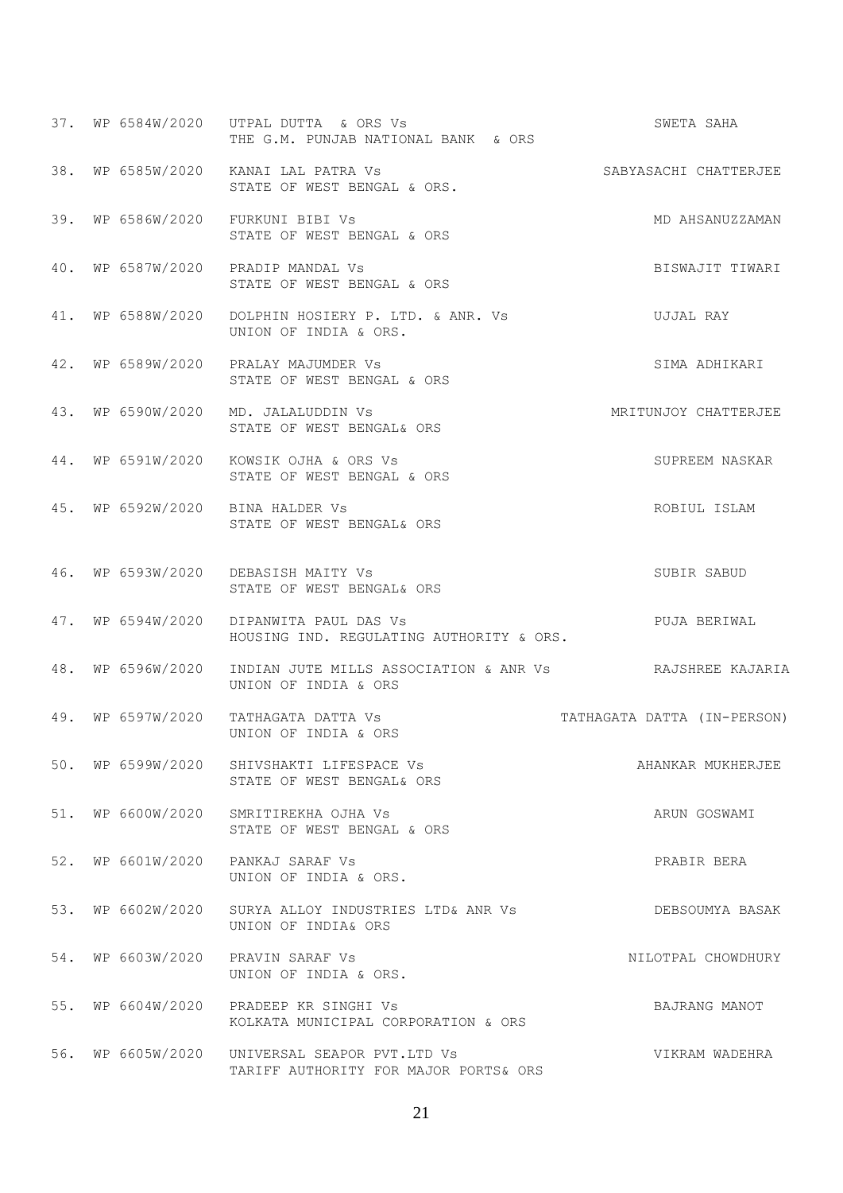37. WP 6584W/2020 UTPAL DUTTA & ORS Vs THE G.M. PUNJAB NATIONAL BANK & ORS — SWETA SAHA

38. WP 6585W/2020 KANAI LAL PATRA Vs STATE OF WEST BENGAL & ORS. — SABYASACHI CHATTERJEE

39. WP 6586W/2020 FURKUNI BIBI Vs STATE OF WEST BENGAL & ORS — MD AHSANUZZAMAN

40. WP 6587W/2020 PRADIP MANDAL Vs STATE OF WEST BENGAL & ORS — BISWAJIT TIWARI

41. WP 6588W/2020 DOLPHIN HOSIERY P. LTD. & ANR. Vs UNION OF INDIA & ORS. — UJJAL RAY

42. WP 6589W/2020 PRALAY MAJUMDER Vs STATE OF WEST BENGAL & ORS — SIMA ADHIKARI

43. WP 6590W/2020 MD. JALALUDDIN Vs STATE OF WEST BENGAL& ORS — MRITUNJOY CHATTERJEE

44. WP 6591W/2020 KOWSIK OJHA & ORS Vs STATE OF WEST BENGAL & ORS — SUPREEM NASKAR

45. WP 6592W/2020 BINA HALDER Vs STATE OF WEST BENGAL& ORS — ROBIUL ISLAM

46. WP 6593W/2020 DEBASISH MAITY Vs STATE OF WEST BENGAL& ORS — SUBIR SABUD

47. WP 6594W/2020 DIPANWITA PAUL DAS Vs HOUSING IND. REGULATING AUTHORITY & ORS. — PUJA BERIWAL

48. WP 6596W/2020 INDIAN JUTE MILLS ASSOCIATION & ANR Vs UNION OF INDIA & ORS — RAJSHREE KAJARIA

49. WP 6597W/2020 TATHAGATA DATTA Vs UNION OF INDIA & ORS — TATHAGATA DATTA (IN-PERSON)

50. WP 6599W/2020 SHIVSHAKTI LIFESPACE Vs STATE OF WEST BENGAL& ORS — AHANKAR MUKHERJEE

51. WP 6600W/2020 SMRITIREKHA OJHA Vs STATE OF WEST BENGAL & ORS — ARUN GOSWAMI

52. WP 6601W/2020 PANKAJ SARAF Vs UNION OF INDIA & ORS. — PRABIR BERA

53. WP 6602W/2020 SURYA ALLOY INDUSTRIES LTD& ANR Vs UNION OF INDIA& ORS — DEBSOUMYA BASAK

54. WP 6603W/2020 PRAVIN SARAF Vs UNION OF INDIA & ORS. — NILOTPAL CHOWDHURY

55. WP 6604W/2020 PRADEEP KR SINGHI Vs KOLKATA MUNICIPAL CORPORATION & ORS — BAJRANG MANOT

56. WP 6605W/2020 UNIVERSAL SEAPOR PVT.LTD Vs TARIFF AUTHORITY FOR MAJOR PORTS& ORS — VIKRAM WADEHRA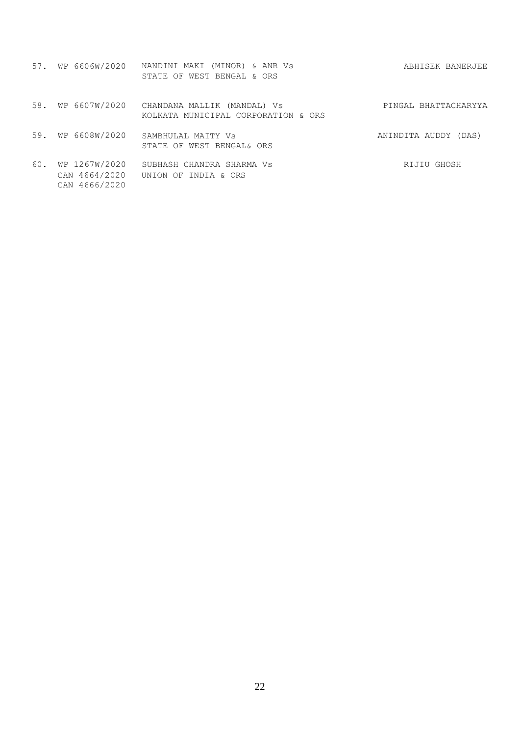| | | | |
|---|---|---|---|
| 57. | WP 6606W/2020 | NANDINI MAKI (MINOR) & ANR Vs<br>STATE OF WEST BENGAL & ORS | ABHISEK BANERJEE |
| 58. | WP 6607W/2020 | CHANDANA MALLIK (MANDAL) Vs<br>KOLKATA MUNICIPAL CORPORATION & ORS | PINGAL BHATTACHARYYA |
| 59. | WP 6608W/2020 | SAMBHULAL MAITY Vs<br>STATE OF WEST BENGAL& ORS | ANINDITA AUDDY (DAS) |
| 60. | WP 1267W/2020<br>CAN 4664/2020<br>CAN 4666/2020 | SUBHASH CHANDRA SHARMA Vs<br>UNION OF INDIA & ORS | RIJIU GHOSH |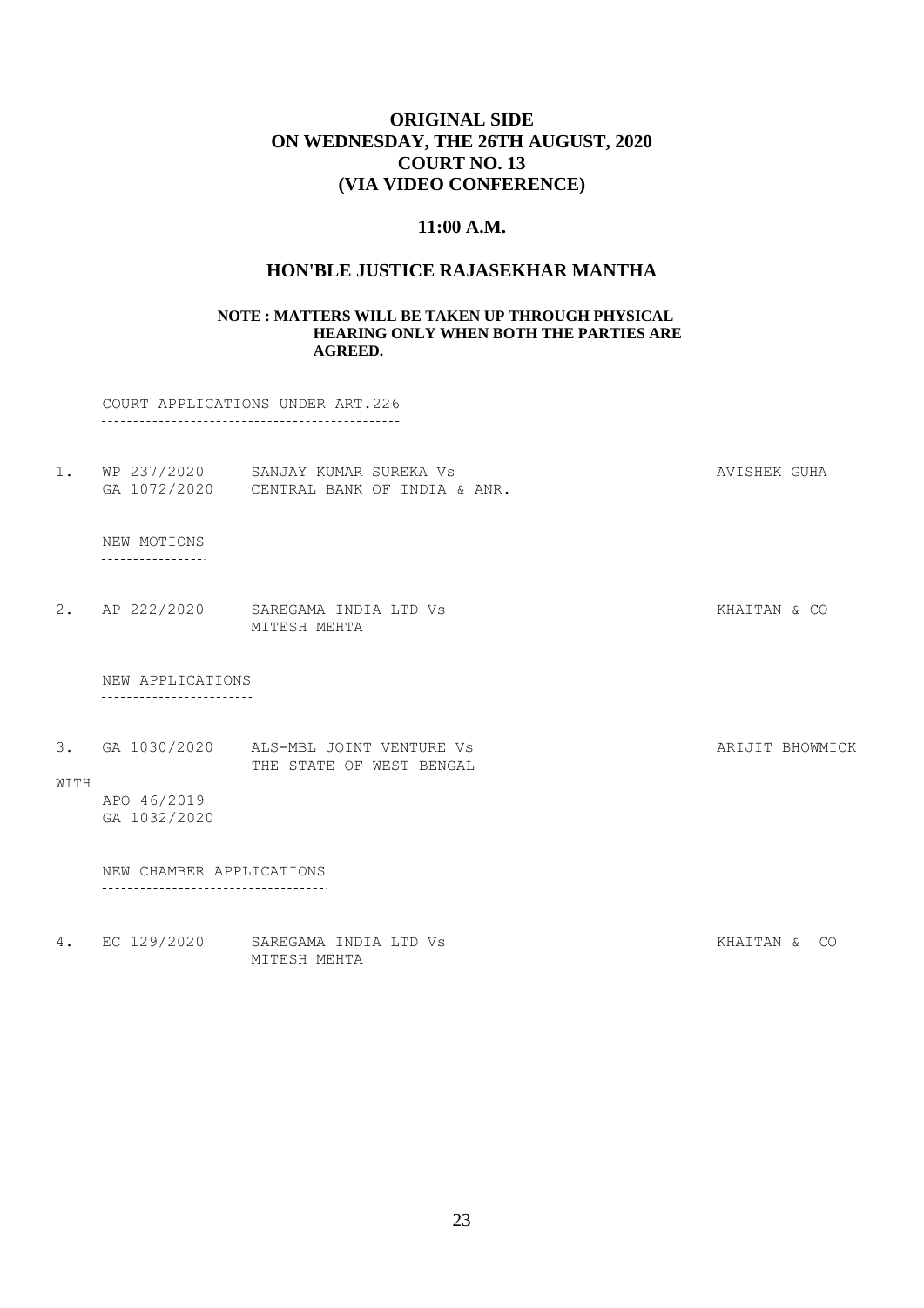# ORIGINAL SIDE
# ON WEDNESDAY, THE 26TH AUGUST, 2020
# COURT NO. 13
# (VIA VIDEO CONFERENCE)

## 11:00 A.M.

## HON'BLE JUSTICE RAJASEKHAR MANTHA

**NOTE : MATTERS WILL BE TAKEN UP THROUGH PHYSICAL HEARING ONLY WHEN BOTH THE PARTIES ARE AGREED.**

COURT APPLICATIONS UNDER ART.226

| | | | |
|---|---|---|---|
| 1. | WP 237/2020<br>GA 1072/2020 | SANJAY KUMAR SUREKA Vs<br>CENTRAL BANK OF INDIA & ANR. | AVISHEK GUHA |

NEW MOTIONS

| | | | |
|---|---|---|---|
| 2. | AP 222/2020 | SAREGAMA INDIA LTD Vs<br>MITESH MEHTA | KHAITAN & CO |

NEW APPLICATIONS

| | | | |
|---|---|---|---|
| 3. | GA 1030/2020 | ALS-MBL JOINT VENTURE Vs<br>THE STATE OF WEST BENGAL | ARIJIT BHOWMICK |
| WITH | | | |
| | APO 46/2019<br>GA 1032/2020 | | |

NEW CHAMBER APPLICATIONS

| | | | |
|---|---|---|---|
| 4. | EC 129/2020 | SAREGAMA INDIA LTD Vs<br>MITESH MEHTA | KHAITAN & CO |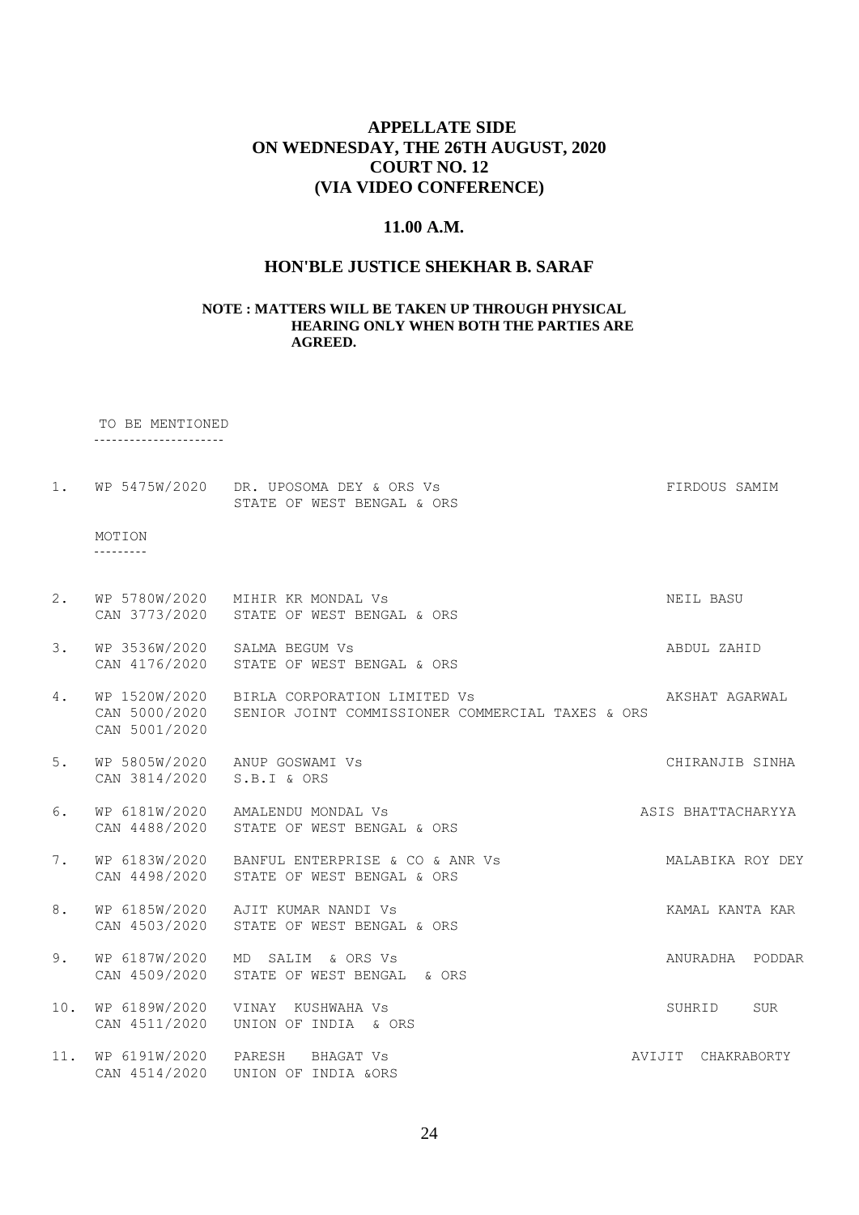## APPELLATE SIDE
## ON WEDNESDAY, THE 26TH AUGUST, 2020
## COURT NO. 12
## (VIA VIDEO CONFERENCE)

### 11.00 A.M.

### HON'BLE JUSTICE SHEKHAR B. SARAF

**NOTE : MATTERS WILL BE TAKEN UP THROUGH PHYSICAL HEARING ONLY WHEN BOTH THE PARTIES ARE AGREED.**

TO BE MENTIONED

| | | | |
|---|---|---|---|
| 1. | WP 5475W/2020 | DR. UPOSOMA DEY & ORS Vs<br>STATE OF WEST BENGAL & ORS | FIRDOUS SAMIM |

MOTION

| | | | |
|---|---|---|---|
| 2. | WP 5780W/2020<br>CAN 3773/2020 | MIHIR KR MONDAL Vs<br>STATE OF WEST BENGAL & ORS | NEIL BASU |
| 3. | WP 3536W/2020<br>CAN 4176/2020 | SALMA BEGUM Vs<br>STATE OF WEST BENGAL & ORS | ABDUL ZAHID |
| 4. | WP 1520W/2020<br>CAN 5000/2020<br>CAN 5001/2020 | BIRLA CORPORATION LIMITED Vs<br>SENIOR JOINT COMMISSIONER COMMERCIAL TAXES & ORS | AKSHAT AGARWAL |
| 5. | WP 5805W/2020<br>CAN 3814/2020 | ANUP GOSWAMI Vs<br>S.B.I & ORS | CHIRANJIB SINHA |
| 6. | WP 6181W/2020<br>CAN 4488/2020 | AMALENDU MONDAL Vs<br>STATE OF WEST BENGAL & ORS | ASIS BHATTACHARYYA |
| 7. | WP 6183W/2020<br>CAN 4498/2020 | BANFUL ENTERPRISE & CO & ANR Vs<br>STATE OF WEST BENGAL & ORS | MALABIKA ROY DEY |
| 8. | WP 6185W/2020<br>CAN 4503/2020 | AJIT KUMAR NANDI Vs<br>STATE OF WEST BENGAL & ORS | KAMAL KANTA KAR |
| 9. | WP 6187W/2020<br>CAN 4509/2020 | MD SALIM & ORS Vs<br>STATE OF WEST BENGAL & ORS | ANURADHA PODDAR |
| 10. | WP 6189W/2020<br>CAN 4511/2020 | VINAY KUSHWAHA Vs<br>UNION OF INDIA & ORS | SUHRID SUR |
| 11. | WP 6191W/2020<br>CAN 4514/2020 | PARESH BHAGAT Vs<br>UNION OF INDIA &ORS | AVIJIT CHAKRABORTY |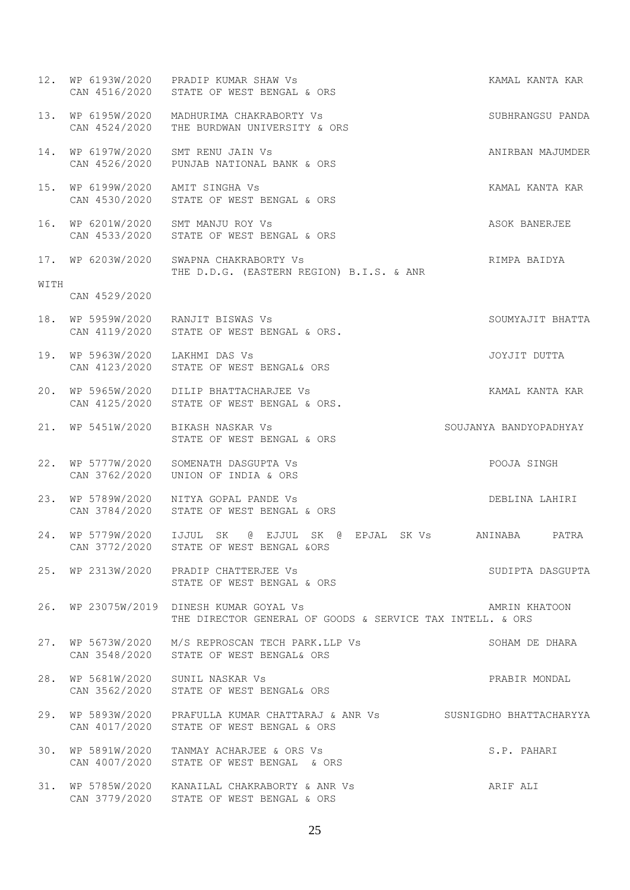```
12.  WP 6193W/2020   PRADIP KUMAR SHAW Vs                                   KAMAL KANTA KAR
     CAN 4516/2020   STATE OF WEST BENGAL & ORS

13.  WP 6195W/2020   MADHURIMA CHAKRABORTY Vs                               SUBHRANGSU PANDA
     CAN 4524/2020   THE BURDWAN UNIVERSITY & ORS

14.  WP 6197W/2020   SMT RENU JAIN Vs                                       ANIRBAN MAJUMDER
     CAN 4526/2020   PUNJAB NATIONAL BANK & ORS

15.  WP 6199W/2020   AMIT SINGHA Vs                                         KAMAL KANTA KAR
     CAN 4530/2020   STATE OF WEST BENGAL & ORS

16.  WP 6201W/2020   SMT MANJU ROY Vs                                       ASOK BANERJEE
     CAN 4533/2020   STATE OF WEST BENGAL & ORS

17.  WP 6203W/2020   SWAPNA CHAKRABORTY Vs                                  RIMPA BAIDYA
                     THE D.D.G. (EASTERN REGION) B.I.S. & ANR
WITH
     CAN 4529/2020

18.  WP 5959W/2020   RANJIT BISWAS Vs                                       SOUMYAJIT BHATTA
     CAN 4119/2020   STATE OF WEST BENGAL & ORS.

19.  WP 5963W/2020   LAKHMI DAS Vs                                          JOYJIT DUTTA
     CAN 4123/2020   STATE OF WEST BENGAL& ORS

20.  WP 5965W/2020   DILIP BHATTACHARJEE Vs                                 KAMAL KANTA KAR
     CAN 4125/2020   STATE OF WEST BENGAL & ORS.

21.  WP 5451W/2020   BIKASH NASKAR Vs                                SOUJANYA BANDYOPADHYAY
                     STATE OF WEST BENGAL & ORS

22.  WP 5777W/2020   SOMENATH DASGUPTA Vs                                   POOJA SINGH
     CAN 3762/2020   UNION OF INDIA & ORS

23.  WP 5789W/2020   NITYA GOPAL PANDE Vs                                   DEBLINA LAHIRI
     CAN 3784/2020   STATE OF WEST BENGAL & ORS

24.  WP 5779W/2020   IJJUL SK @ EJJUL SK @ EPJAL SK Vs               ANINABA    PATRA
     CAN 3772/2020   STATE OF WEST BENGAL &ORS

25.  WP 2313W/2020   PRADIP CHATTERJEE Vs                                   SUDIPTA DASGUPTA
                     STATE OF WEST BENGAL & ORS

26.  WP 23075W/2019  DINESH KUMAR GOYAL Vs                                  AMRIN KHATOON
                     THE DIRECTOR GENERAL OF GOODS & SERVICE TAX INTELL. & ORS

27.  WP 5673W/2020   M/S REPROSCAN TECH PARK.LLP Vs                         SOHAM DE DHARA
     CAN 3548/2020   STATE OF WEST BENGAL& ORS

28.  WP 5681W/2020   SUNIL NASKAR Vs                                        PRABIR MONDAL
     CAN 3562/2020   STATE OF WEST BENGAL& ORS

29.  WP 5893W/2020   PRAFULLA KUMAR CHATTARAJ & ANR Vs          SUSNIGDHO BHATTACHARYYA
     CAN 4017/2020   STATE OF WEST BENGAL & ORS

30.  WP 5891W/2020   TANMAY ACHARJEE & ORS Vs                               S.P. PAHARI
     CAN 4007/2020   STATE OF WEST BENGAL  & ORS

31.  WP 5785W/2020   KANAILAL CHAKRABORTY & ANR Vs                          ARIF ALI
     CAN 3779/2020   STATE OF WEST BENGAL & ORS
```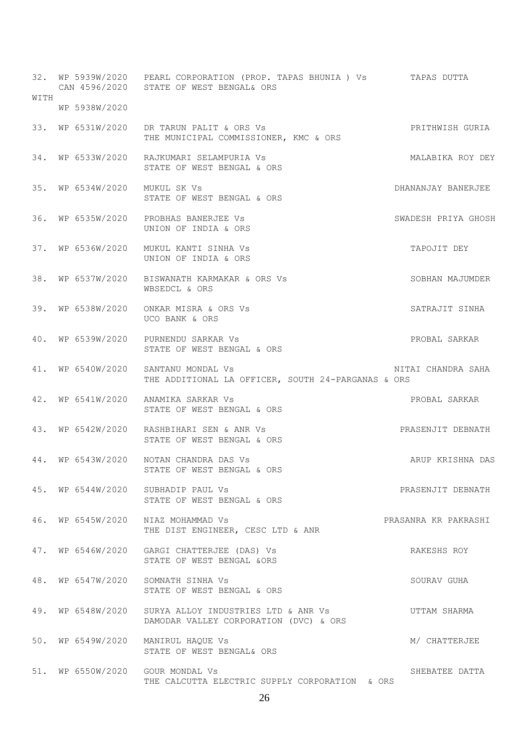| No. | Case No. | Parties | Advocate |
|---|---|---|---|
| 32. | WP 5939W/2020<br>CAN 4596/2020<br>WITH<br>WP 5938W/2020 | PEARL CORPORATION (PROP. TAPAS BHUNIA ) Vs<br>STATE OF WEST BENGAL& ORS | TAPAS DUTTA |
| 33. | WP 6531W/2020 | DR TARUN PALIT & ORS Vs<br>THE MUNICIPAL COMMISSIONER, KMC & ORS | PRITHWISH GURIA |
| 34. | WP 6533W/2020 | RAJKUMARI SELAMPURIA Vs<br>STATE OF WEST BENGAL & ORS | MALABIKA ROY DEY |
| 35. | WP 6534W/2020 | MUKUL SK Vs<br>STATE OF WEST BENGAL & ORS | DHANANJAY BANERJEE |
| 36. | WP 6535W/2020 | PROBHAS BANERJEE Vs<br>UNION OF INDIA & ORS | SWADESH PRIYA GHOSH |
| 37. | WP 6536W/2020 | MUKUL KANTI SINHA Vs<br>UNION OF INDIA & ORS | TAPOJIT DEY |
| 38. | WP 6537W/2020 | BISWANATH KARMAKAR & ORS Vs<br>WBSEDCL & ORS | SOBHAN MAJUMDER |
| 39. | WP 6538W/2020 | ONKAR MISRA & ORS Vs<br>UCO BANK & ORS | SATRAJIT SINHA |
| 40. | WP 6539W/2020 | PURNENDU SARKAR Vs<br>STATE OF WEST BENGAL & ORS | PROBAL SARKAR |
| 41. | WP 6540W/2020 | SANTANU MONDAL Vs<br>THE ADDITIONAL LA OFFICER, SOUTH 24-PARGANAS & ORS | NITAI CHANDRA SAHA |
| 42. | WP 6541W/2020 | ANAMIKA SARKAR Vs<br>STATE OF WEST BENGAL & ORS | PROBAL SARKAR |
| 43. | WP 6542W/2020 | RASHBIHARI SEN & ANR Vs<br>STATE OF WEST BENGAL & ORS | PRASENJIT DEBNATH |
| 44. | WP 6543W/2020 | NOTAN CHANDRA DAS Vs<br>STATE OF WEST BENGAL & ORS | ARUP KRISHNA DAS |
| 45. | WP 6544W/2020 | SUBHADIP PAUL Vs<br>STATE OF WEST BENGAL & ORS | PRASENJIT DEBNATH |
| 46. | WP 6545W/2020 | NIAZ MOHAMMAD Vs<br>THE DIST ENGINEER, CESC LTD & ANR | PRASANRA KR PAKRASHI |
| 47. | WP 6546W/2020 | GARGI CHATTERJEE (DAS) Vs<br>STATE OF WEST BENGAL &ORS | RAKESHS ROY |
| 48. | WP 6547W/2020 | SOMNATH SINHA Vs<br>STATE OF WEST BENGAL & ORS | SOURAV GUHA |
| 49. | WP 6548W/2020 | SURYA ALLOY INDUSTRIES LTD & ANR Vs<br>DAMODAR VALLEY CORPORATION (DVC) & ORS | UTTAM SHARMA |
| 50. | WP 6549W/2020 | MANIRUL HAQUE Vs<br>STATE OF WEST BENGAL& ORS | M/ CHATTERJEE |
| 51. | WP 6550W/2020 | GOUR MONDAL Vs<br>THE CALCUTTA ELECTRIC SUPPLY CORPORATION & ORS | SHEBATEE DATTA |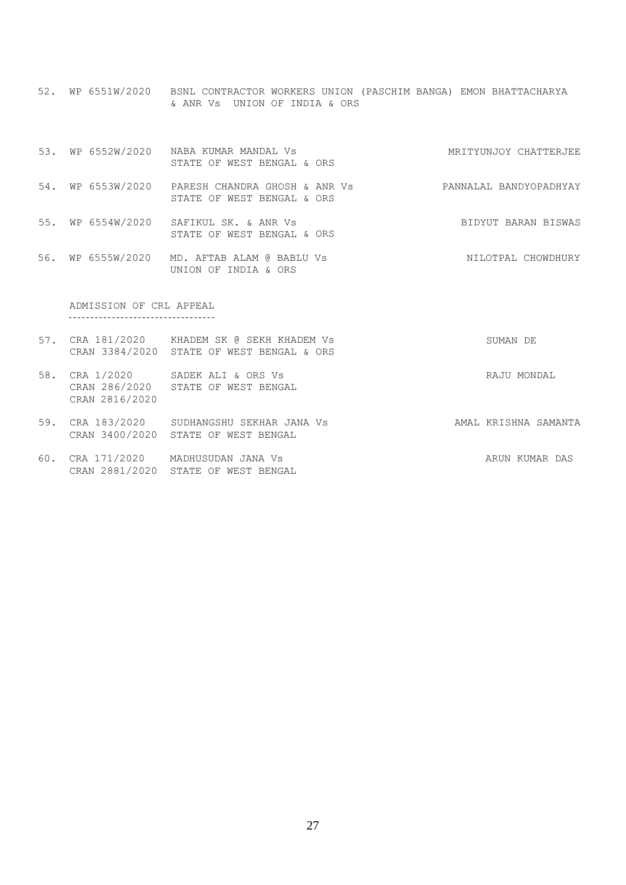52. WP 6551W/2020 BSNL CONTRACTOR WORKERS UNION (PASCHIM BANGA) EMON BHATTACHARYA & ANR Vs UNION OF INDIA & ORS

53. WP 6552W/2020 NABA KUMAR MANDAL Vs STATE OF WEST BENGAL & ORS — MRITYUNJOY CHATTERJEE

54. WP 6553W/2020 PARESH CHANDRA GHOSH & ANR Vs STATE OF WEST BENGAL & ORS — PANNALAL BANDYOPADHYAY

55. WP 6554W/2020 SAFIKUL SK. & ANR Vs STATE OF WEST BENGAL & ORS — BIDYUT BARAN BISWAS

56. WP 6555W/2020 MD. AFTAB ALAM @ BABLU Vs UNION OF INDIA & ORS — NILOTPAL CHOWDHURY

## ADMISSION OF CRL APPEAL

57. CRA 181/2020, CRAN 3384/2020 KHADEM SK @ SEKH KHADEM Vs STATE OF WEST BENGAL & ORS — SUMAN DE

58. CRA 1/2020, CRAN 286/2020, CRAN 2816/2020 SADEK ALI & ORS Vs STATE OF WEST BENGAL — RAJU MONDAL

59. CRA 183/2020, CRAN 3400/2020 SUDHANGSHU SEKHAR JANA Vs STATE OF WEST BENGAL — AMAL KRISHNA SAMANTA

60. CRA 171/2020, CRAN 2881/2020 MADHUSUDAN JANA Vs STATE OF WEST BENGAL — ARUN KUMAR DAS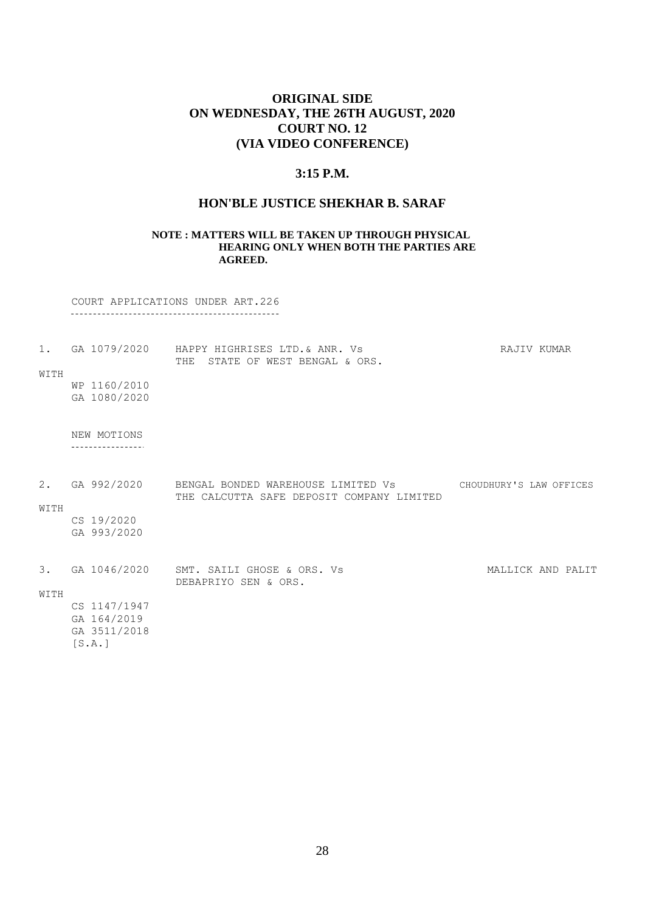# ORIGINAL SIDE
# ON WEDNESDAY, THE 26TH AUGUST, 2020
# COURT NO. 12
# (VIA VIDEO CONFERENCE)

## 3:15 P.M.

## HON'BLE JUSTICE SHEKHAR B. SARAF

**NOTE : MATTERS WILL BE TAKEN UP THROUGH PHYSICAL HEARING ONLY WHEN BOTH THE PARTIES ARE AGREED.**

COURT APPLICATIONS UNDER ART.226

---

1. GA 1079/2020 HAPPY HIGHRISES LTD.& ANR. Vs THE STATE OF WEST BENGAL & ORS. — RAJIV KUMAR

WITH
WP 1160/2010
GA 1080/2020

NEW MOTIONS

---

2. GA 992/2020 BENGAL BONDED WAREHOUSE LIMITED Vs THE CALCUTTA SAFE DEPOSIT COMPANY LIMITED — CHOUDHURY'S LAW OFFICES

WITH
CS 19/2020
GA 993/2020

3. GA 1046/2020 SMT. SAILI GHOSE & ORS. Vs DEBAPRIYO SEN & ORS. — MALLICK AND PALIT

WITH
CS 1147/1947
GA 164/2019
GA 3511/2018
[S.A.]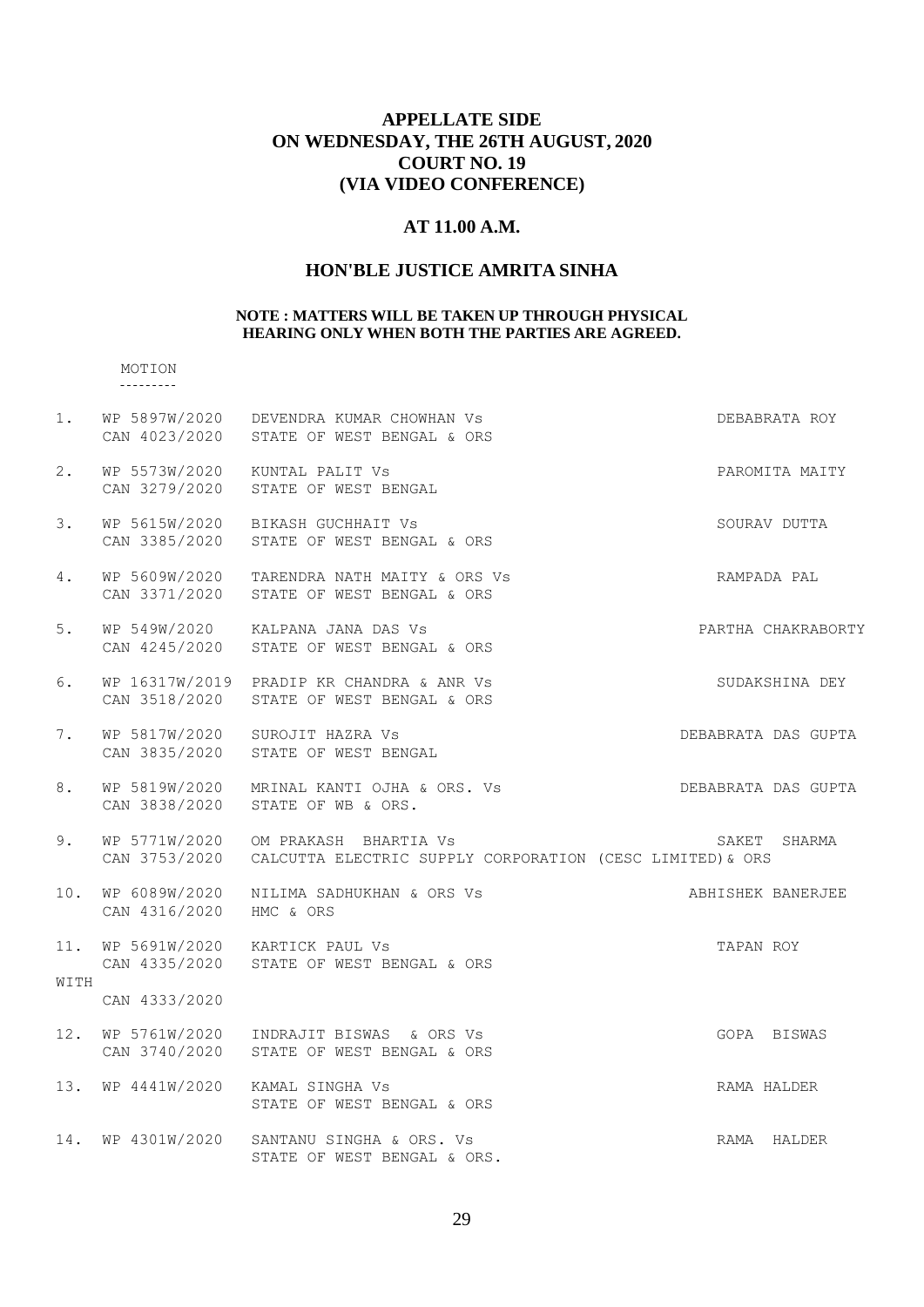## APPELLATE SIDE
## ON WEDNESDAY, THE 26TH AUGUST, 2020
## COURT NO. 19
## (VIA VIDEO CONFERENCE)

### AT 11.00 A.M.

### HON'BLE JUSTICE AMRITA SINHA

**NOTE : MATTERS WILL BE TAKEN UP THROUGH PHYSICAL HEARING ONLY WHEN BOTH THE PARTIES ARE AGREED.**

MOTION
---------

| No. | Case No. | Parties | Advocate |
|---|---|---|---|
| 1. | WP 5897W/2020<br>CAN 4023/2020 | DEVENDRA KUMAR CHOWHAN Vs<br>STATE OF WEST BENGAL & ORS | DEBABRATA ROY |
| 2. | WP 5573W/2020<br>CAN 3279/2020 | KUNTAL PALIT Vs<br>STATE OF WEST BENGAL | PAROMITA MAITY |
| 3. | WP 5615W/2020<br>CAN 3385/2020 | BIKASH GUCHHAIT Vs<br>STATE OF WEST BENGAL & ORS | SOURAV DUTTA |
| 4. | WP 5609W/2020<br>CAN 3371/2020 | TARENDRA NATH MAITY & ORS Vs<br>STATE OF WEST BENGAL & ORS | RAMPADA PAL |
| 5. | WP 549W/2020<br>CAN 4245/2020 | KALPANA JANA DAS Vs<br>STATE OF WEST BENGAL & ORS | PARTHA CHAKRABORTY |
| 6. | WP 16317W/2019<br>CAN 3518/2020 | PRADIP KR CHANDRA & ANR Vs<br>STATE OF WEST BENGAL & ORS | SUDAKSHINA DEY |
| 7. | WP 5817W/2020<br>CAN 3835/2020 | SUROJIT HAZRA Vs<br>STATE OF WEST BENGAL | DEBABRATA DAS GUPTA |
| 8. | WP 5819W/2020<br>CAN 3838/2020 | MRINAL KANTI OJHA & ORS. Vs<br>STATE OF WB & ORS. | DEBABRATA DAS GUPTA |
| 9. | WP 5771W/2020<br>CAN 3753/2020 | OM PRAKASH BHARTIA Vs<br>CALCUTTA ELECTRIC SUPPLY CORPORATION (CESC LIMITED)& ORS | SAKET SHARMA |
| 10. | WP 6089W/2020<br>CAN 4316/2020 | NILIMA SADHUKHAN & ORS Vs<br>HMC & ORS | ABHISHEK BANERJEE |
| 11. | WP 5691W/2020<br>CAN 4335/2020<br>WITH<br>CAN 4333/2020 | KARTICK PAUL Vs<br>STATE OF WEST BENGAL & ORS | TAPAN ROY |
| 12. | WP 5761W/2020<br>CAN 3740/2020 | INDRAJIT BISWAS & ORS Vs<br>STATE OF WEST BENGAL & ORS | GOPA BISWAS |
| 13. | WP 4441W/2020 | KAMAL SINGHA Vs<br>STATE OF WEST BENGAL & ORS | RAMA HALDER |
| 14. | WP 4301W/2020 | SANTANU SINGHA & ORS. Vs<br>STATE OF WEST BENGAL & ORS. | RAMA HALDER |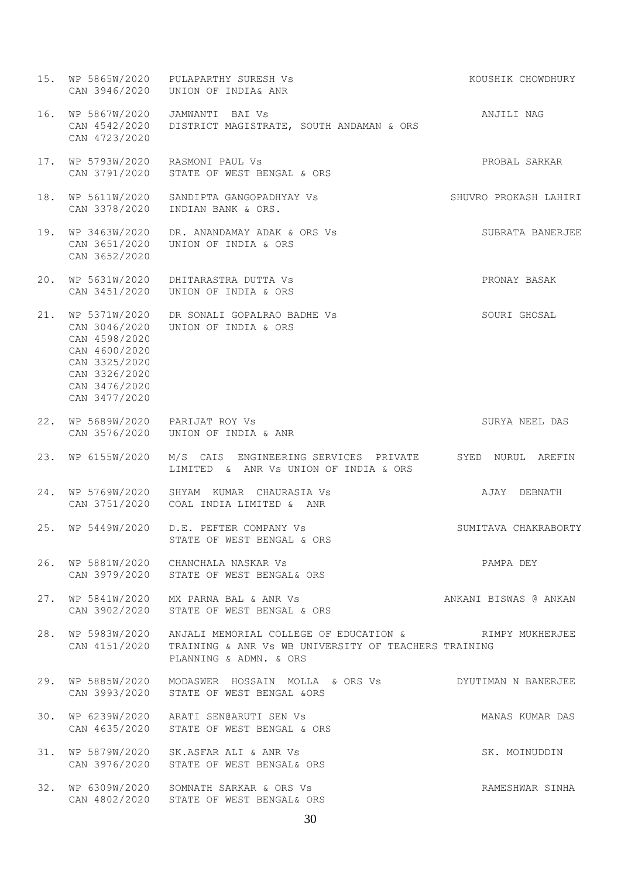15. WP 5865W/2020 PULAPARTHY SURESH Vs KOUSHIK CHOWDHURY
    CAN 3946/2020 UNION OF INDIA& ANR

16. WP 5867W/2020 JAMWANTI BAI Vs ANJILI NAG
    CAN 4542/2020 DISTRICT MAGISTRATE, SOUTH ANDAMAN & ORS
    CAN 4723/2020

17. WP 5793W/2020 RASMONI PAUL Vs PROBAL SARKAR
    CAN 3791/2020 STATE OF WEST BENGAL & ORS

18. WP 5611W/2020 SANDIPTA GANGOPADHYAY Vs SHUVRO PROKASH LAHIRI
    CAN 3378/2020 INDIAN BANK & ORS.

19. WP 3463W/2020 DR. ANANDAMAY ADAK & ORS Vs SUBRATA BANERJEE
    CAN 3651/2020 UNION OF INDIA & ORS
    CAN 3652/2020

20. WP 5631W/2020 DHITARASTRA DUTTA Vs PRONAY BASAK
    CAN 3451/2020 UNION OF INDIA & ORS

21. WP 5371W/2020 DR SONALI GOPALRAO BADHE Vs SOURI GHOSAL
    CAN 3046/2020 UNION OF INDIA & ORS
    CAN 4598/2020
    CAN 4600/2020
    CAN 3325/2020
    CAN 3326/2020
    CAN 3476/2020
    CAN 3477/2020

22. WP 5689W/2020 PARIJAT ROY Vs SURYA NEEL DAS
    CAN 3576/2020 UNION OF INDIA & ANR

23. WP 6155W/2020 M/S CAIS ENGINEERING SERVICES PRIVATE LIMITED & ANR Vs UNION OF INDIA & ORS SYED NURUL AREFIN

24. WP 5769W/2020 SHYAM KUMAR CHAURASIA Vs AJAY DEBNATH
    CAN 3751/2020 COAL INDIA LIMITED & ANR

25. WP 5449W/2020 D.E. PEFTER COMPANY Vs SUMITAVA CHAKRABORTY
    STATE OF WEST BENGAL & ORS

26. WP 5881W/2020 CHANCHALA NASKAR Vs PAMPA DEY
    CAN 3979/2020 STATE OF WEST BENGAL& ORS

27. WP 5841W/2020 MX PARNA BAL & ANR Vs ANKANI BISWAS @ ANKAN
    CAN 3902/2020 STATE OF WEST BENGAL & ORS

28. WP 5983W/2020 ANJALI MEMORIAL COLLEGE OF EDUCATION & TRAINING & ANR Vs WB UNIVERSITY OF TEACHERS TRAINING PLANNING & ADMN. & ORS RIMPY MUKHERJEE
    CAN 4151/2020

29. WP 5885W/2020 MODASWER HOSSAIN MOLLA & ORS Vs DYUTIMAN N BANERJEE
    CAN 3993/2020 STATE OF WEST BENGAL &ORS

30. WP 6239W/2020 ARATI SEN@ARUTI SEN Vs MANAS KUMAR DAS
    CAN 4635/2020 STATE OF WEST BENGAL & ORS

31. WP 5879W/2020 SK.ASFAR ALI & ANR Vs SK. MOINUDDIN
    CAN 3976/2020 STATE OF WEST BENGAL& ORS

32. WP 6309W/2020 SOMNATH SARKAR & ORS Vs RAMESHWAR SINHA
    CAN 4802/2020 STATE OF WEST BENGAL& ORS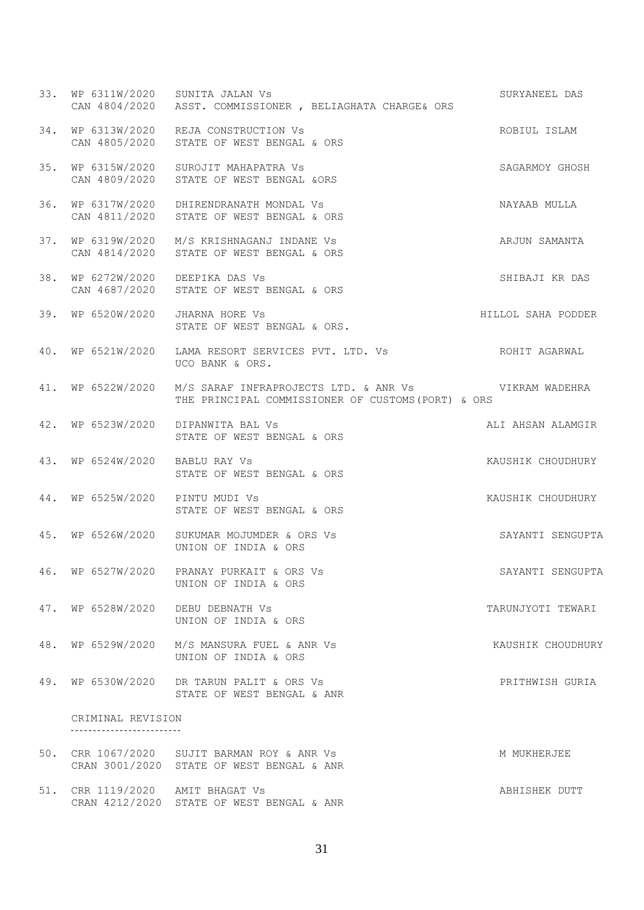33. WP 6311W/2020 SUNITA JALAN Vs SURYANEEL DAS
    CAN 4804/2020 ASST. COMMISSIONER , BELIAGHATA CHARGE& ORS

34. WP 6313W/2020 REJA CONSTRUCTION Vs ROBIUL ISLAM
    CAN 4805/2020 STATE OF WEST BENGAL & ORS

35. WP 6315W/2020 SUROJIT MAHAPATRA Vs SAGARMOY GHOSH
    CAN 4809/2020 STATE OF WEST BENGAL &ORS

36. WP 6317W/2020 DHIRENDRANATH MONDAL Vs NAYAAB MULLA
    CAN 4811/2020 STATE OF WEST BENGAL & ORS

37. WP 6319W/2020 M/S KRISHNAGANJ INDANE Vs ARJUN SAMANTA
    CAN 4814/2020 STATE OF WEST BENGAL & ORS

38. WP 6272W/2020 DEEPIKA DAS Vs SHIBAJI KR DAS
    CAN 4687/2020 STATE OF WEST BENGAL & ORS

39. WP 6520W/2020 JHARNA HORE Vs HILLOL SAHA PODDER
    STATE OF WEST BENGAL & ORS.

40. WP 6521W/2020 LAMA RESORT SERVICES PVT. LTD. Vs ROHIT AGARWAL
    UCO BANK & ORS.

41. WP 6522W/2020 M/S SARAF INFRAPROJECTS LTD. & ANR Vs VIKRAM WADEHRA
    THE PRINCIPAL COMMISSIONER OF CUSTOMS(PORT) & ORS

42. WP 6523W/2020 DIPANWITA BAL Vs ALI AHSAN ALAMGIR
    STATE OF WEST BENGAL & ORS

43. WP 6524W/2020 BABLU RAY Vs KAUSHIK CHOUDHURY
    STATE OF WEST BENGAL & ORS

44. WP 6525W/2020 PINTU MUDI Vs KAUSHIK CHOUDHURY
    STATE OF WEST BENGAL & ORS

45. WP 6526W/2020 SUKUMAR MOJUMDER & ORS Vs SAYANTI SENGUPTA
    UNION OF INDIA & ORS

46. WP 6527W/2020 PRANAY PURKAIT & ORS Vs SAYANTI SENGUPTA
    UNION OF INDIA & ORS

47. WP 6528W/2020 DEBU DEBNATH Vs TARUNJYOTI TEWARI
    UNION OF INDIA & ORS

48. WP 6529W/2020 M/S MANSURA FUEL & ANR Vs KAUSHIK CHOUDHURY
    UNION OF INDIA & ORS

49. WP 6530W/2020 DR TARUN PALIT & ORS Vs PRITHWISH GURIA
    STATE OF WEST BENGAL & ANR

CRIMINAL REVISION

50. CRR 1067/2020 SUJIT BARMAN ROY & ANR Vs M MUKHERJEE
    CRAN 3001/2020 STATE OF WEST BENGAL & ANR

51. CRR 1119/2020 AMIT BHAGAT Vs ABHISHEK DUTT
    CRAN 4212/2020 STATE OF WEST BENGAL & ANR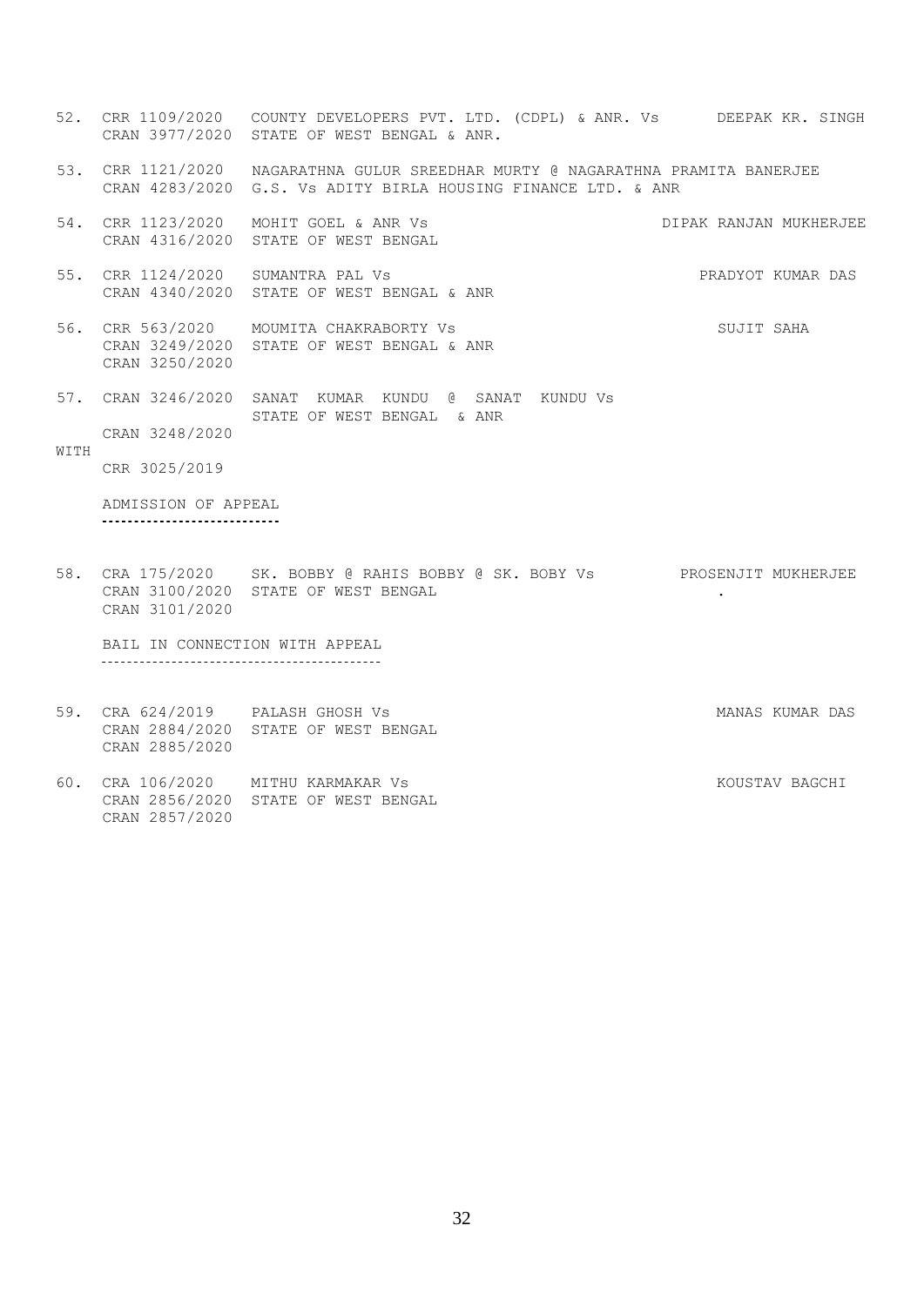52. CRR 1109/2020 COUNTY DEVELOPERS PVT. LTD. (CDPL) & ANR. Vs DEEPAK KR. SINGH
    CRAN 3977/2020 STATE OF WEST BENGAL & ANR.

53. CRR 1121/2020 NAGARATHNA GULUR SREEDHAR MURTY @ NAGARATHNA PRAMITA BANERJEE
    CRAN 4283/2020 G.S. Vs ADITY BIRLA HOUSING FINANCE LTD. & ANR

54. CRR 1123/2020 MOHIT GOEL & ANR Vs DIPAK RANJAN MUKHERJEE
    CRAN 4316/2020 STATE OF WEST BENGAL

55. CRR 1124/2020 SUMANTRA PAL Vs PRADYOT KUMAR DAS
    CRAN 4340/2020 STATE OF WEST BENGAL & ANR

56. CRR 563/2020 MOUMITA CHAKRABORTY Vs SUJIT SAHA
    CRAN 3249/2020 STATE OF WEST BENGAL & ANR
    CRAN 3250/2020

57. CRAN 3246/2020 SANAT KUMAR KUNDU @ SANAT KUNDU Vs
    STATE OF WEST BENGAL & ANR
    CRAN 3248/2020

WITH

CRR 3025/2019

ADMISSION OF APPEAL

58. CRA 175/2020 SK. BOBBY @ RAHIS BOBBY @ SK. BOBY Vs PROSENJIT MUKHERJEE
    CRAN 3100/2020 STATE OF WEST BENGAL .
    CRAN 3101/2020

BAIL IN CONNECTION WITH APPEAL

59. CRA 624/2019 PALASH GHOSH Vs MANAS KUMAR DAS
    CRAN 2884/2020 STATE OF WEST BENGAL
    CRAN 2885/2020

60. CRA 106/2020 MITHU KARMAKAR Vs KOUSTAV BAGCHI
    CRAN 2856/2020 STATE OF WEST BENGAL
    CRAN 2857/2020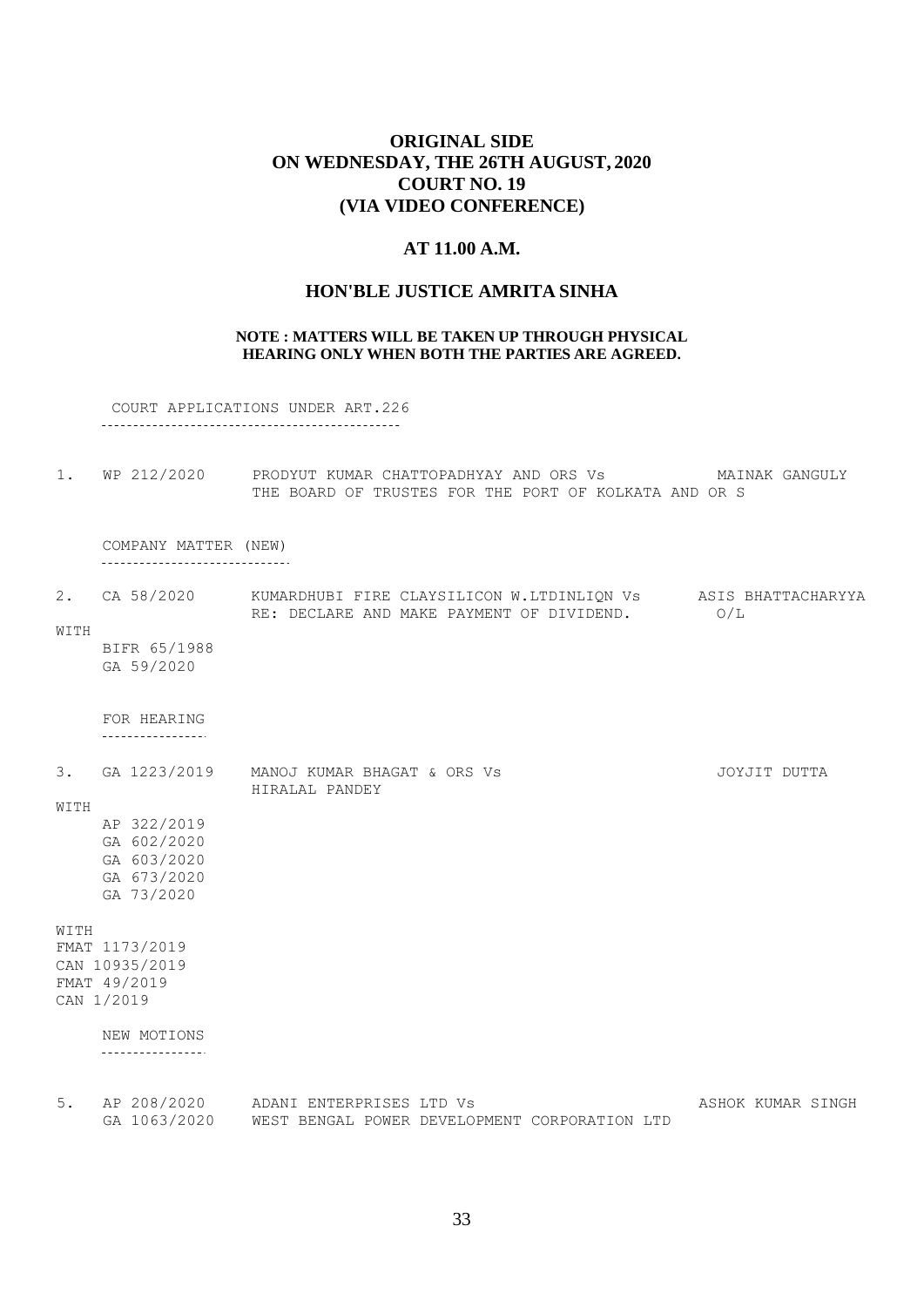# ORIGINAL SIDE
# ON WEDNESDAY, THE 26TH AUGUST, 2020
# COURT NO. 19
# (VIA VIDEO CONFERENCE)

## AT 11.00 A.M.

## HON'BLE JUSTICE AMRITA SINHA

**NOTE : MATTERS WILL BE TAKEN UP THROUGH PHYSICAL HEARING ONLY WHEN BOTH THE PARTIES ARE AGREED.**

COURT APPLICATIONS UNDER ART.226

1. WP 212/2020 PRODYUT KUMAR CHATTOPADHYAY AND ORS Vs THE BOARD OF TRUSTES FOR THE PORT OF KOLKATA AND OR S — MAINAK GANGULY

COMPANY MATTER (NEW)

2. CA 58/2020 KUMARDHUBI FIRE CLAYSILICON W.LTDINLIQN Vs RE: DECLARE AND MAKE PAYMENT OF DIVIDEND. — ASIS BHATTACHARYYA O/L

WITH
BIFR 65/1988
GA 59/2020

FOR HEARING

3. GA 1223/2019 MANOJ KUMAR BHAGAT & ORS Vs HIRALAL PANDEY — JOYJIT DUTTA

WITH
AP 322/2019
GA 602/2020
GA 603/2020
GA 673/2020
GA 73/2020

WITH
FMAT 1173/2019
CAN 10935/2019
FMAT 49/2019
CAN 1/2019

NEW MOTIONS

5. AP 208/2020 GA 1063/2020 ADANI ENTERPRISES LTD Vs WEST BENGAL POWER DEVELOPMENT CORPORATION LTD — ASHOK KUMAR SINGH